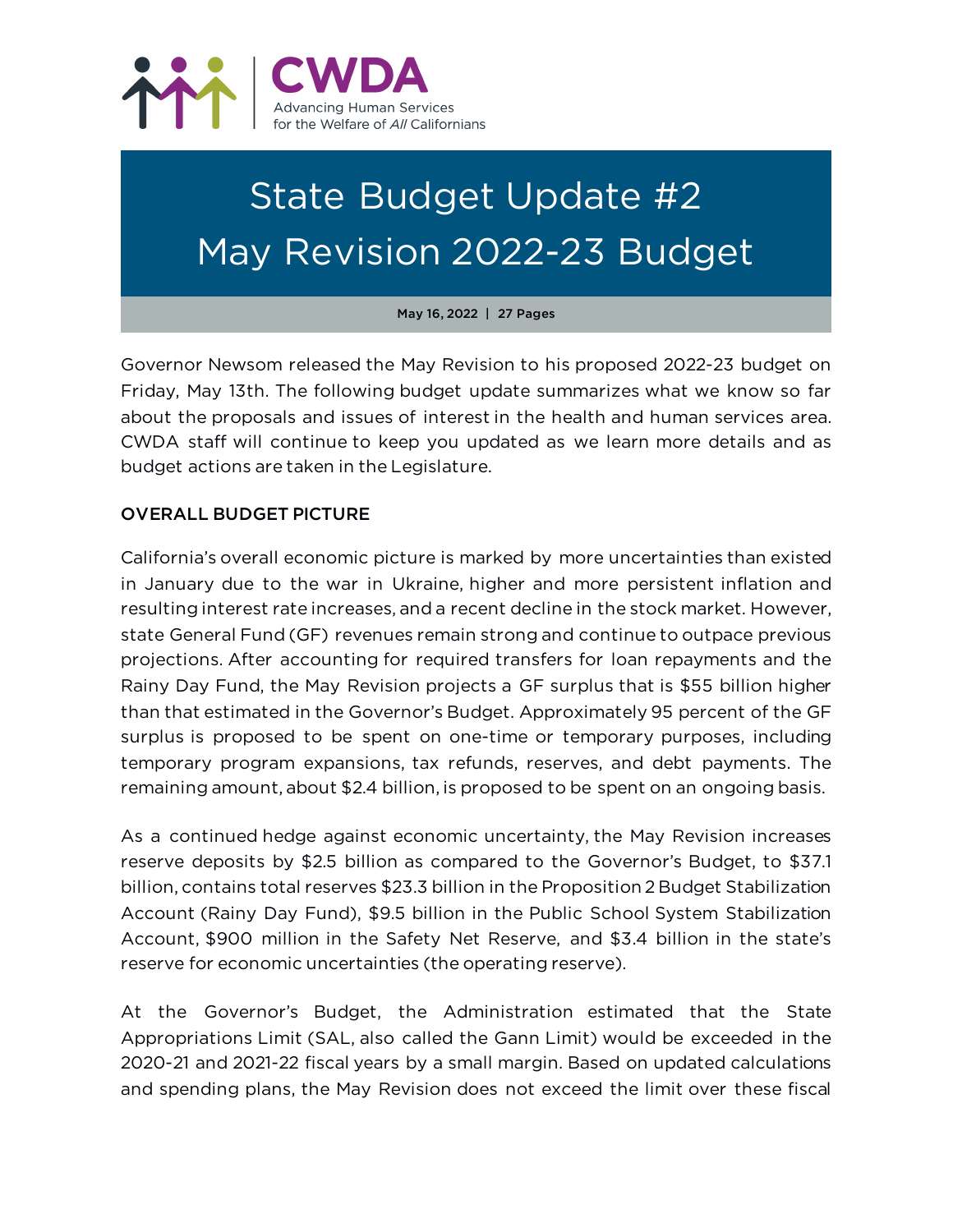CWDA

Advancing Human Services for the Welfare of *All* Californians

# State Budget Update #2
# May Revision 2022-23 Budget

**May 16, 2022 | 27 Pages**

Governor Newsom released the May Revision to his proposed 2022-23 budget on Friday, May 13th. The following budget update summarizes what we know so far about the proposals and issues of interest in the health and human services area. CWDA staff will continue to keep you updated as we learn more details and as budget actions are taken in the Legislature.

## OVERALL BUDGET PICTURE

California's overall economic picture is marked by more uncertainties than existed in January due to the war in Ukraine, higher and more persistent inflation and resulting interest rate increases, and a recent decline in the stock market. However, state General Fund (GF) revenues remain strong and continue to outpace previous projections. After accounting for required transfers for loan repayments and the Rainy Day Fund, the May Revision projects a GF surplus that is $55 billion higher than that estimated in the Governor's Budget. Approximately 95 percent of the GF surplus is proposed to be spent on one-time or temporary purposes, including temporary program expansions, tax refunds, reserves, and debt payments. The remaining amount, about $2.4 billion, is proposed to be spent on an ongoing basis.

As a continued hedge against economic uncertainty, the May Revision increases reserve deposits by $2.5 billion as compared to the Governor's Budget, to $37.1 billion, contains total reserves $23.3 billion in the Proposition 2 Budget Stabilization Account (Rainy Day Fund), $9.5 billion in the Public School System Stabilization Account, $900 million in the Safety Net Reserve, and $3.4 billion in the state's reserve for economic uncertainties (the operating reserve).

At the Governor's Budget, the Administration estimated that the State Appropriations Limit (SAL, also called the Gann Limit) would be exceeded in the 2020-21 and 2021-22 fiscal years by a small margin. Based on updated calculations and spending plans, the May Revision does not exceed the limit over these fiscal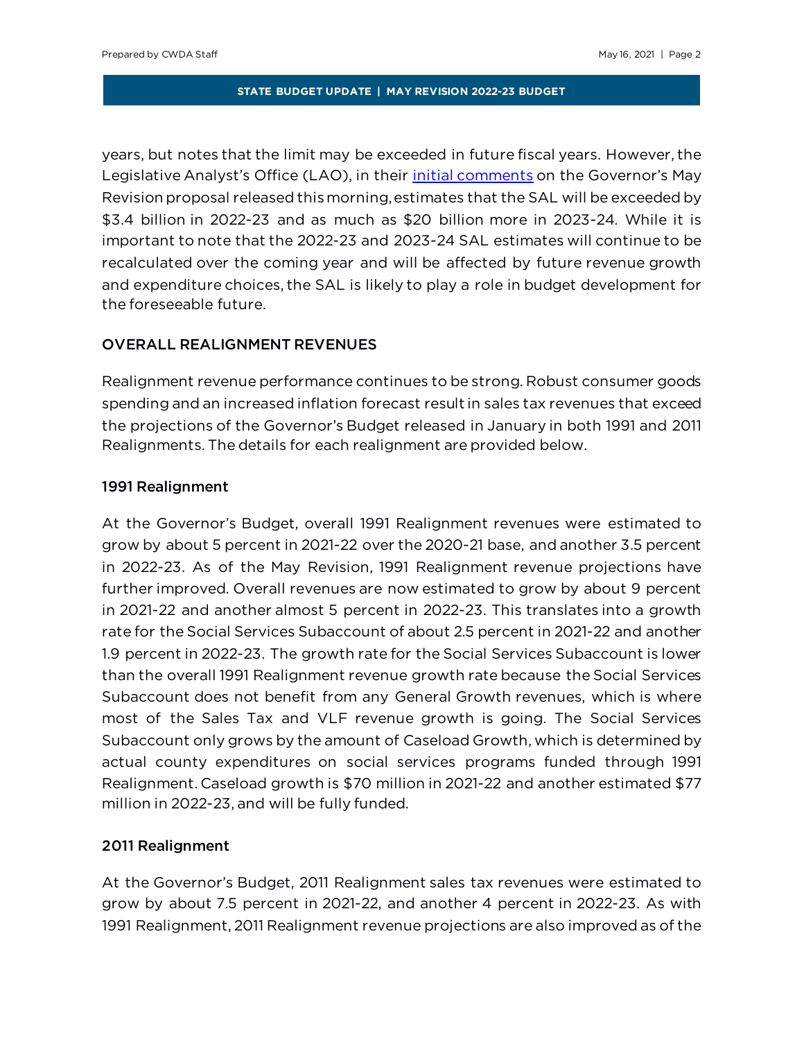years, but notes that the limit may be exceeded in future fiscal years. However, the Legislative Analyst's Office (LAO), in their [initial comments]() on the Governor's May Revision proposal released this morning, estimates that the SAL will be exceeded by $3.4 billion in 2022-23 and as much as $20 billion more in 2023-24. While it is important to note that the 2022-23 and 2023-24 SAL estimates will continue to be recalculated over the coming year and will be affected by future revenue growth and expenditure choices, the SAL is likely to play a role in budget development for the foreseeable future.

## OVERALL REALIGNMENT REVENUES

Realignment revenue performance continues to be strong. Robust consumer goods spending and an increased inflation forecast result in sales tax revenues that exceed the projections of the Governor's Budget released in January in both 1991 and 2011 Realignments. The details for each realignment are provided below.

### 1991 Realignment

At the Governor's Budget, overall 1991 Realignment revenues were estimated to grow by about 5 percent in 2021-22 over the 2020-21 base, and another 3.5 percent in 2022-23. As of the May Revision, 1991 Realignment revenue projections have further improved. Overall revenues are now estimated to grow by about 9 percent in 2021-22 and another almost 5 percent in 2022-23. This translates into a growth rate for the Social Services Subaccount of about 2.5 percent in 2021-22 and another 1.9 percent in 2022-23. The growth rate for the Social Services Subaccount is lower than the overall 1991 Realignment revenue growth rate because the Social Services Subaccount does not benefit from any General Growth revenues, which is where most of the Sales Tax and VLF revenue growth is going. The Social Services Subaccount only grows by the amount of Caseload Growth, which is determined by actual county expenditures on social services programs funded through 1991 Realignment. Caseload growth is $70 million in 2021-22 and another estimated $77 million in 2022-23, and will be fully funded.

### 2011 Realignment

At the Governor's Budget, 2011 Realignment sales tax revenues were estimated to grow by about 7.5 percent in 2021-22, and another 4 percent in 2022-23. As with 1991 Realignment, 2011 Realignment revenue projections are also improved as of the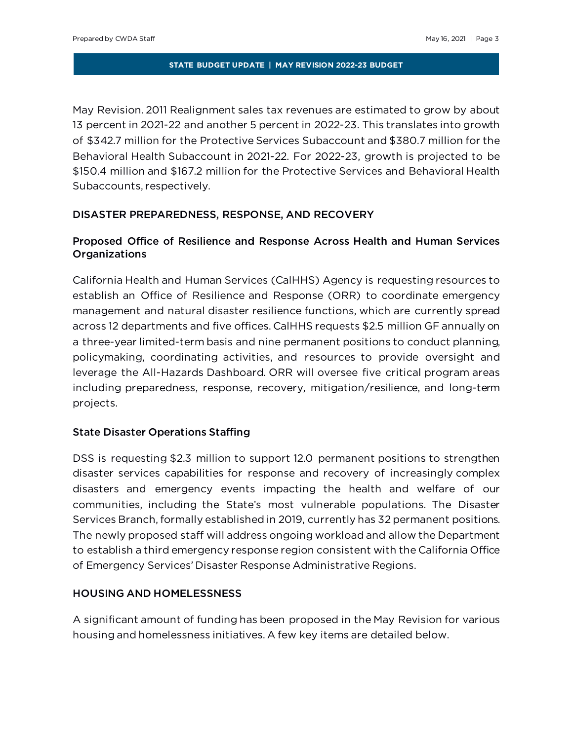May Revision. 2011 Realignment sales tax revenues are estimated to grow by about 13 percent in 2021-22 and another 5 percent in 2022-23. This translates into growth of $342.7 million for the Protective Services Subaccount and $380.7 million for the Behavioral Health Subaccount in 2021-22. For 2022-23, growth is projected to be $150.4 million and $167.2 million for the Protective Services and Behavioral Health Subaccounts, respectively.

## DISASTER PREPAREDNESS, RESPONSE, AND RECOVERY

### Proposed Office of Resilience and Response Across Health and Human Services Organizations

California Health and Human Services (CalHHS) Agency is requesting resources to establish an Office of Resilience and Response (ORR) to coordinate emergency management and natural disaster resilience functions, which are currently spread across 12 departments and five offices. CalHHS requests $2.5 million GF annually on a three-year limited-term basis and nine permanent positions to conduct planning, policymaking, coordinating activities, and resources to provide oversight and leverage the All-Hazards Dashboard. ORR will oversee five critical program areas including preparedness, response, recovery, mitigation/resilience, and long-term projects.

### State Disaster Operations Staffing

DSS is requesting $2.3 million to support 12.0 permanent positions to strengthen disaster services capabilities for response and recovery of increasingly complex disasters and emergency events impacting the health and welfare of our communities, including the State's most vulnerable populations. The Disaster Services Branch, formally established in 2019, currently has 32 permanent positions. The newly proposed staff will address ongoing workload and allow the Department to establish a third emergency response region consistent with the California Office of Emergency Services' Disaster Response Administrative Regions.

## HOUSING AND HOMELESSNESS

A significant amount of funding has been proposed in the May Revision for various housing and homelessness initiatives. A few key items are detailed below.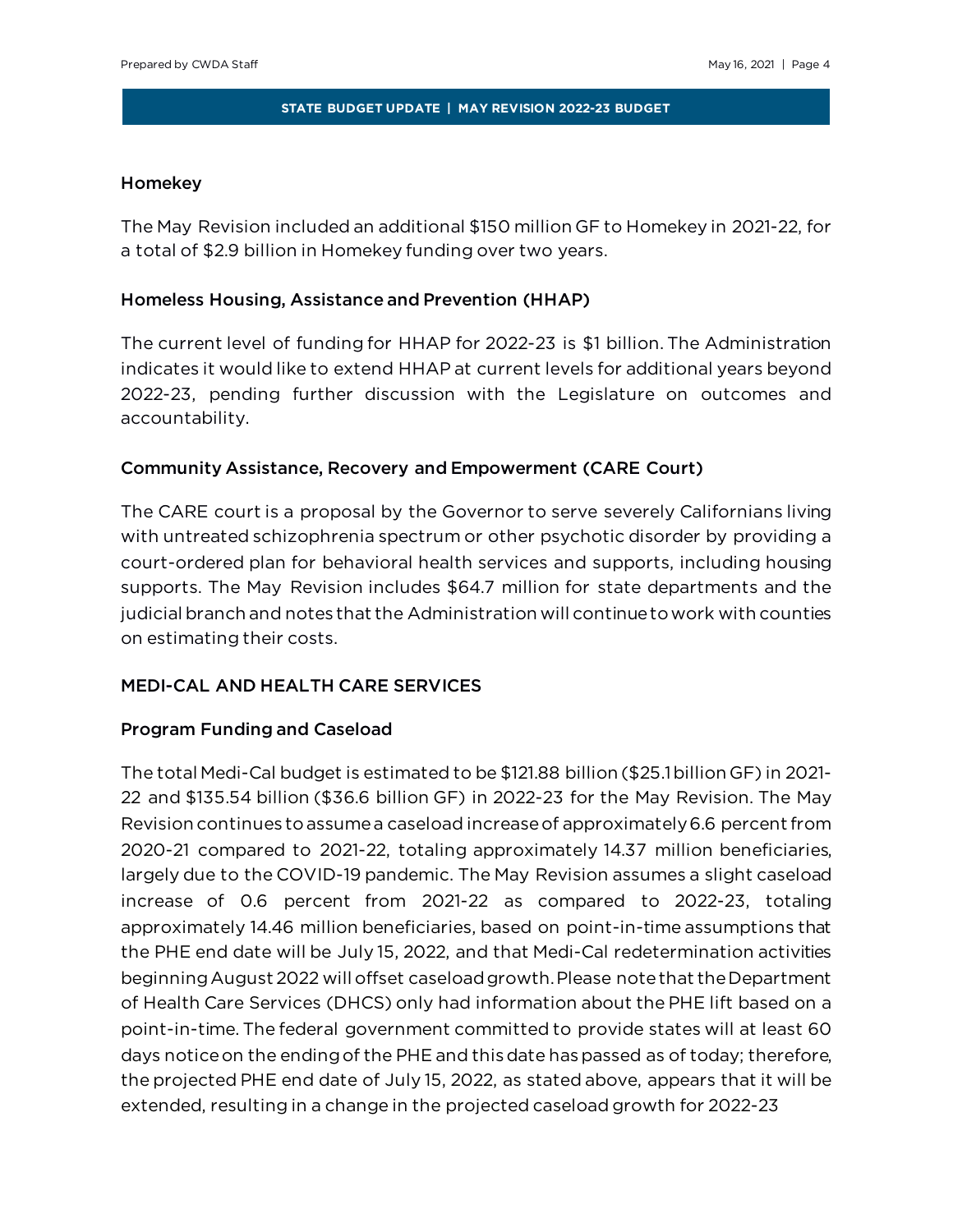### Homekey

The May Revision included an additional $150 million GF to Homekey in 2021-22, for a total of $2.9 billion in Homekey funding over two years.

### Homeless Housing, Assistance and Prevention (HHAP)

The current level of funding for HHAP for 2022-23 is $1 billion. The Administration indicates it would like to extend HHAP at current levels for additional years beyond 2022-23, pending further discussion with the Legislature on outcomes and accountability.

### Community Assistance, Recovery and Empowerment (CARE Court)

The CARE court is a proposal by the Governor to serve severely Californians living with untreated schizophrenia spectrum or other psychotic disorder by providing a court-ordered plan for behavioral health services and supports, including housing supports. The May Revision includes $64.7 million for state departments and the judicial branch and notes that the Administration will continue to work with counties on estimating their costs.

## MEDI-CAL AND HEALTH CARE SERVICES

### Program Funding and Caseload

The total Medi-Cal budget is estimated to be $121.88 billion ($25.1 billion GF) in 2021-22 and $135.54 billion ($36.6 billion GF) in 2022-23 for the May Revision. The May Revision continues to assume a caseload increase of approximately 6.6 percent from 2020-21 compared to 2021-22, totaling approximately 14.37 million beneficiaries, largely due to the COVID-19 pandemic. The May Revision assumes a slight caseload increase of 0.6 percent from 2021-22 as compared to 2022-23, totaling approximately 14.46 million beneficiaries, based on point-in-time assumptions that the PHE end date will be July 15, 2022, and that Medi-Cal redetermination activities beginning August 2022 will offset caseload growth. Please note that the Department of Health Care Services (DHCS) only had information about the PHE lift based on a point-in-time. The federal government committed to provide states will at least 60 days notice on the ending of the PHE and this date has passed as of today; therefore, the projected PHE end date of July 15, 2022, as stated above, appears that it will be extended, resulting in a change in the projected caseload growth for 2022-23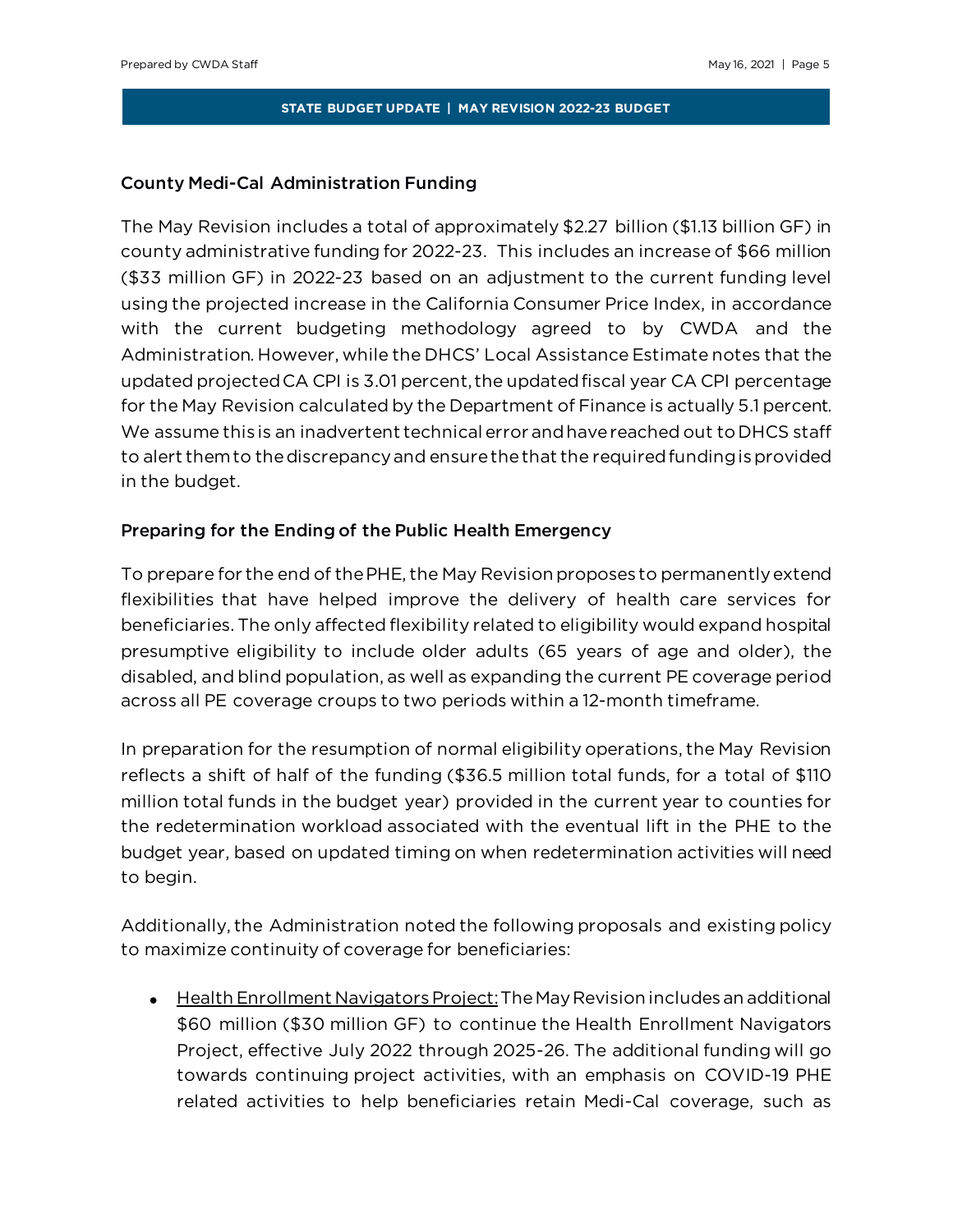## County Medi-Cal Administration Funding

The May Revision includes a total of approximately $2.27 billion ($1.13 billion GF) in county administrative funding for 2022-23. This includes an increase of $66 million ($33 million GF) in 2022-23 based on an adjustment to the current funding level using the projected increase in the California Consumer Price Index, in accordance with the current budgeting methodology agreed to by CWDA and the Administration. However, while the DHCS' Local Assistance Estimate notes that the updated projected CA CPI is 3.01 percent, the updated fiscal year CA CPI percentage for the May Revision calculated by the Department of Finance is actually 5.1 percent. We assume this is an inadvertent technical error and have reached out to DHCS staff to alert them to the discrepancy and ensure the that the required funding is provided in the budget.

## Preparing for the Ending of the Public Health Emergency

To prepare for the end of the PHE, the May Revision proposes to permanently extend flexibilities that have helped improve the delivery of health care services for beneficiaries. The only affected flexibility related to eligibility would expand hospital presumptive eligibility to include older adults (65 years of age and older), the disabled, and blind population, as well as expanding the current PE coverage period across all PE coverage croups to two periods within a 12-month timeframe.

In preparation for the resumption of normal eligibility operations, the May Revision reflects a shift of half of the funding ($36.5 million total funds, for a total of $110 million total funds in the budget year) provided in the current year to counties for the redetermination workload associated with the eventual lift in the PHE to the budget year, based on updated timing on when redetermination activities will need to begin.

Additionally, the Administration noted the following proposals and existing policy to maximize continuity of coverage for beneficiaries:

- Health Enrollment Navigators Project: The May Revision includes an additional $60 million ($30 million GF) to continue the Health Enrollment Navigators Project, effective July 2022 through 2025-26. The additional funding will go towards continuing project activities, with an emphasis on COVID-19 PHE related activities to help beneficiaries retain Medi-Cal coverage, such as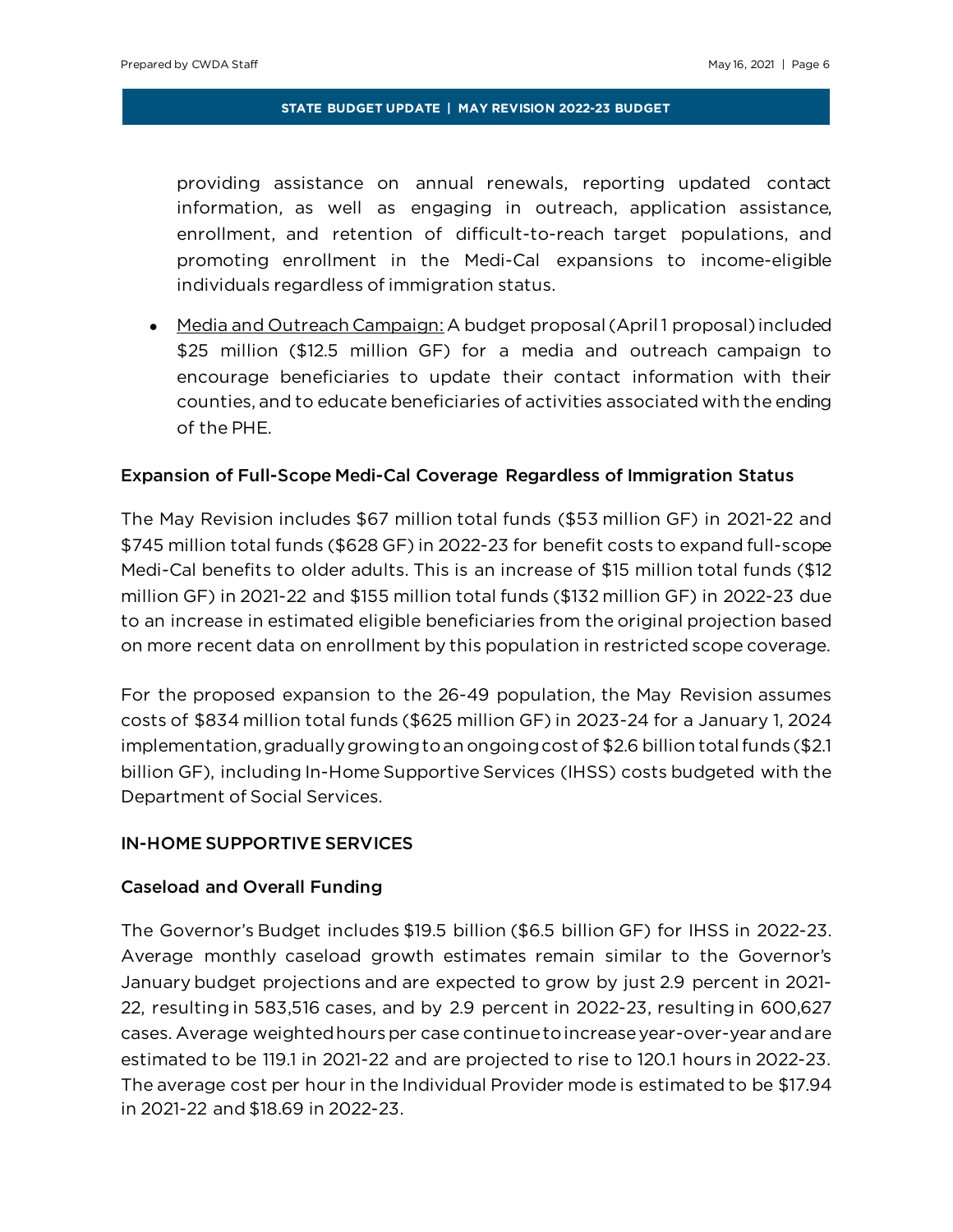providing assistance on annual renewals, reporting updated contact information, as well as engaging in outreach, application assistance, enrollment, and retention of difficult-to-reach target populations, and promoting enrollment in the Medi-Cal expansions to income-eligible individuals regardless of immigration status.

- Media and Outreach Campaign: A budget proposal (April 1 proposal) included $25 million ($12.5 million GF) for a media and outreach campaign to encourage beneficiaries to update their contact information with their counties, and to educate beneficiaries of activities associated with the ending of the PHE.

### Expansion of Full-Scope Medi-Cal Coverage Regardless of Immigration Status

The May Revision includes $67 million total funds ($53 million GF) in 2021-22 and $745 million total funds ($628 GF) in 2022-23 for benefit costs to expand full-scope Medi-Cal benefits to older adults. This is an increase of $15 million total funds ($12 million GF) in 2021-22 and $155 million total funds ($132 million GF) in 2022-23 due to an increase in estimated eligible beneficiaries from the original projection based on more recent data on enrollment by this population in restricted scope coverage.

For the proposed expansion to the 26-49 population, the May Revision assumes costs of $834 million total funds ($625 million GF) in 2023-24 for a January 1, 2024 implementation, gradually growing to an ongoing cost of $2.6 billion total funds ($2.1 billion GF), including In-Home Supportive Services (IHSS) costs budgeted with the Department of Social Services.

## IN-HOME SUPPORTIVE SERVICES

### Caseload and Overall Funding

The Governor's Budget includes $19.5 billion ($6.5 billion GF) for IHSS in 2022-23. Average monthly caseload growth estimates remain similar to the Governor's January budget projections and are expected to grow by just 2.9 percent in 2021-22, resulting in 583,516 cases, and by 2.9 percent in 2022-23, resulting in 600,627 cases. Average weighted hours per case continue to increase year-over-year and are estimated to be 119.1 in 2021-22 and are projected to rise to 120.1 hours in 2022-23. The average cost per hour in the Individual Provider mode is estimated to be $17.94 in 2021-22 and $18.69 in 2022-23.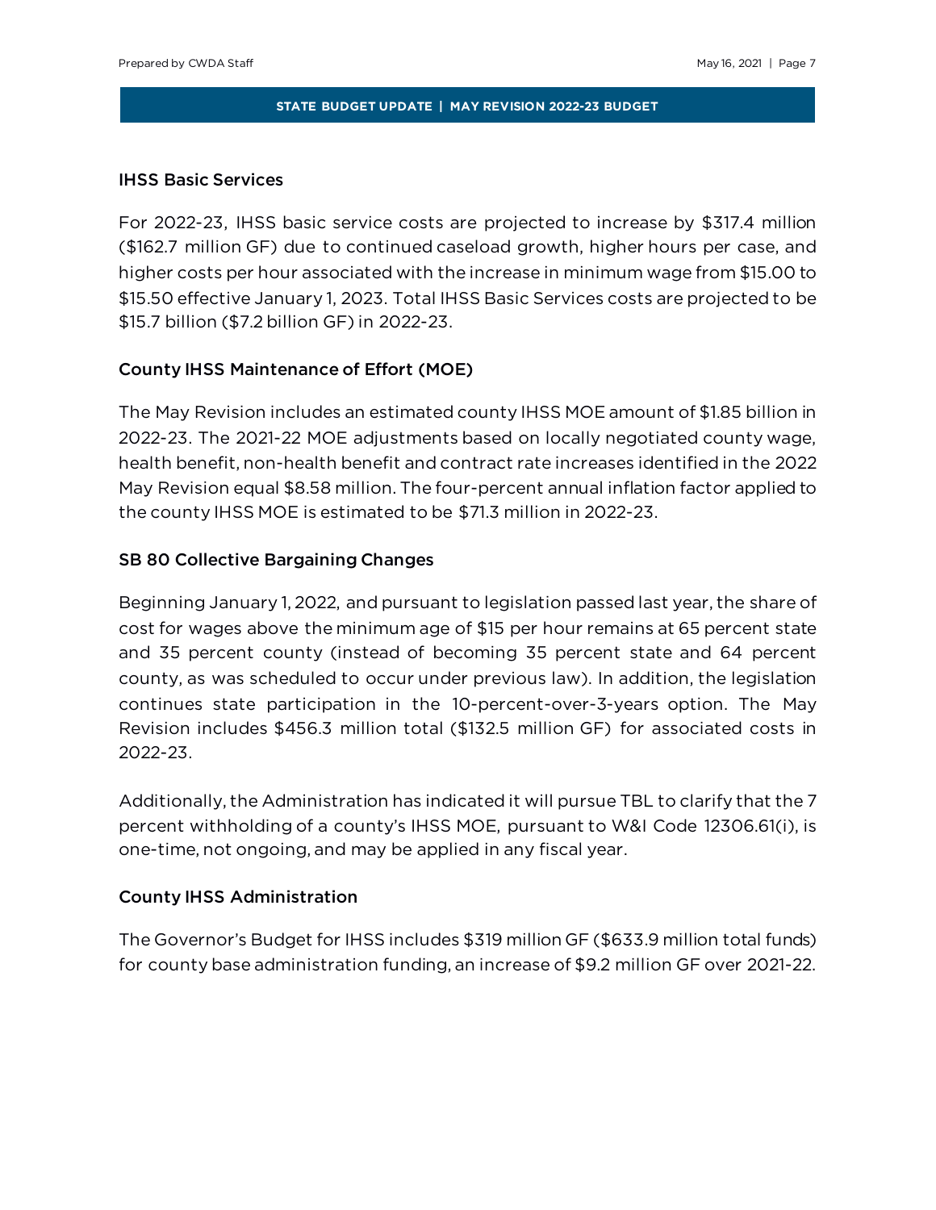## IHSS Basic Services

For 2022-23, IHSS basic service costs are projected to increase by $317.4 million ($162.7 million GF) due to continued caseload growth, higher hours per case, and higher costs per hour associated with the increase in minimum wage from $15.00 to $15.50 effective January 1, 2023. Total IHSS Basic Services costs are projected to be $15.7 billion ($7.2 billion GF) in 2022-23.

## County IHSS Maintenance of Effort (MOE)

The May Revision includes an estimated county IHSS MOE amount of $1.85 billion in 2022-23. The 2021-22 MOE adjustments based on locally negotiated county wage, health benefit, non-health benefit and contract rate increases identified in the 2022 May Revision equal $8.58 million. The four-percent annual inflation factor applied to the county IHSS MOE is estimated to be $71.3 million in 2022-23.

## SB 80 Collective Bargaining Changes

Beginning January 1, 2022, and pursuant to legislation passed last year, the share of cost for wages above the minimum age of $15 per hour remains at 65 percent state and 35 percent county (instead of becoming 35 percent state and 64 percent county, as was scheduled to occur under previous law). In addition, the legislation continues state participation in the 10-percent-over-3-years option. The May Revision includes $456.3 million total ($132.5 million GF) for associated costs in 2022-23.

Additionally, the Administration has indicated it will pursue TBL to clarify that the 7 percent withholding of a county's IHSS MOE, pursuant to W&I Code 12306.61(i), is one-time, not ongoing, and may be applied in any fiscal year.

## County IHSS Administration

The Governor's Budget for IHSS includes $319 million GF ($633.9 million total funds) for county base administration funding, an increase of $9.2 million GF over 2021-22.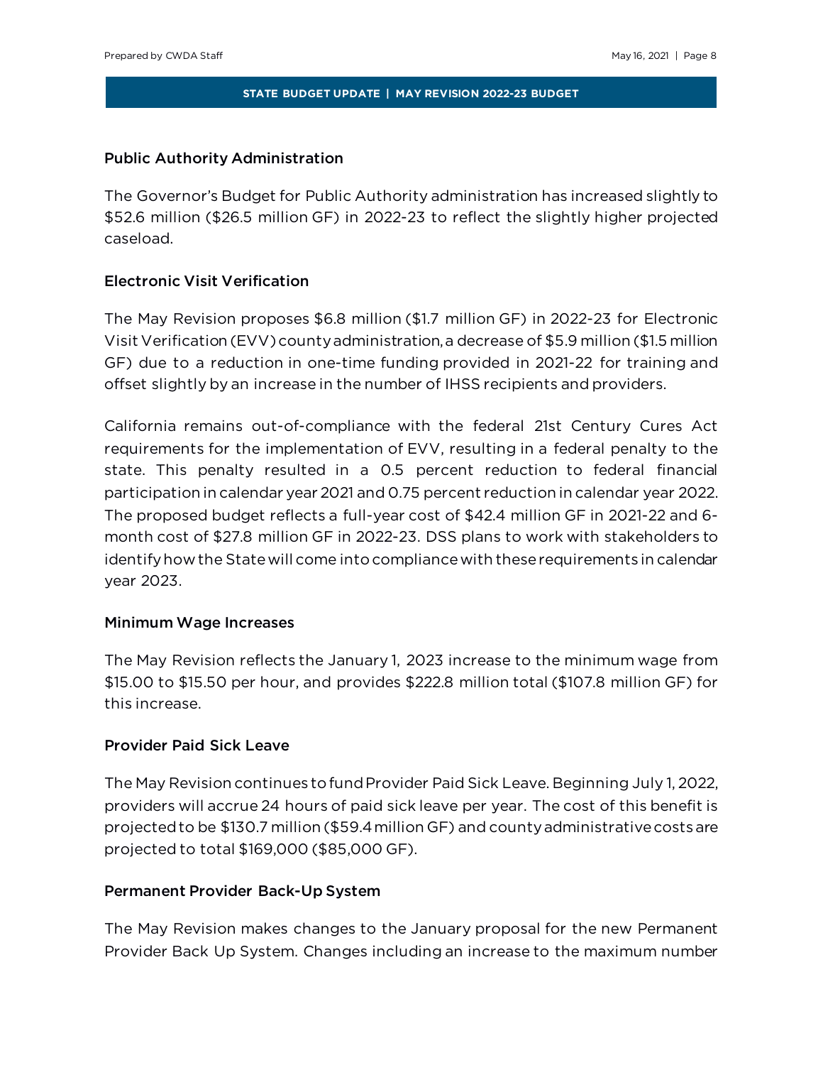### Public Authority Administration

The Governor's Budget for Public Authority administration has increased slightly to $52.6 million ($26.5 million GF) in 2022-23 to reflect the slightly higher projected caseload.

### Electronic Visit Verification

The May Revision proposes $6.8 million ($1.7 million GF) in 2022-23 for Electronic Visit Verification (EVV) county administration, a decrease of $5.9 million ($1.5 million GF) due to a reduction in one-time funding provided in 2021-22 for training and offset slightly by an increase in the number of IHSS recipients and providers.

California remains out-of-compliance with the federal 21st Century Cures Act requirements for the implementation of EVV, resulting in a federal penalty to the state. This penalty resulted in a 0.5 percent reduction to federal financial participation in calendar year 2021 and 0.75 percent reduction in calendar year 2022. The proposed budget reflects a full-year cost of $42.4 million GF in 2021-22 and 6-month cost of $27.8 million GF in 2022-23. DSS plans to work with stakeholders to identify how the State will come into compliance with these requirements in calendar year 2023.

### Minimum Wage Increases

The May Revision reflects the January 1, 2023 increase to the minimum wage from $15.00 to $15.50 per hour, and provides $222.8 million total ($107.8 million GF) for this increase.

### Provider Paid Sick Leave

The May Revision continues to fund Provider Paid Sick Leave. Beginning July 1, 2022, providers will accrue 24 hours of paid sick leave per year. The cost of this benefit is projected to be $130.7 million ($59.4 million GF) and county administrative costs are projected to total $169,000 ($85,000 GF).

### Permanent Provider Back-Up System

The May Revision makes changes to the January proposal for the new Permanent Provider Back Up System. Changes including an increase to the maximum number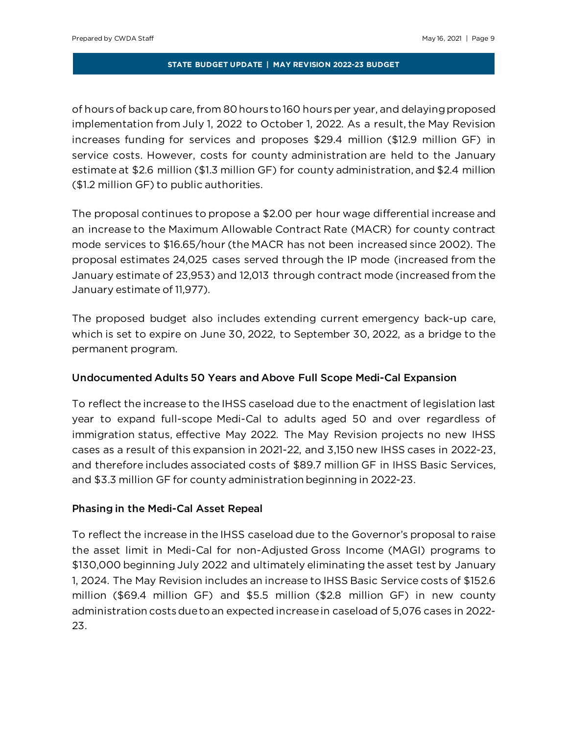of hours of back up care, from 80 hours to 160 hours per year, and delaying proposed implementation from July 1, 2022 to October 1, 2022. As a result, the May Revision increases funding for services and proposes $29.4 million ($12.9 million GF) in service costs. However, costs for county administration are held to the January estimate at $2.6 million ($1.3 million GF) for county administration, and $2.4 million ($1.2 million GF) to public authorities.

The proposal continues to propose a $2.00 per hour wage differential increase and an increase to the Maximum Allowable Contract Rate (MACR) for county contract mode services to $16.65/hour (the MACR has not been increased since 2002). The proposal estimates 24,025 cases served through the IP mode (increased from the January estimate of 23,953) and 12,013 through contract mode (increased from the January estimate of 11,977).

The proposed budget also includes extending current emergency back-up care, which is set to expire on June 30, 2022, to September 30, 2022, as a bridge to the permanent program.

### Undocumented Adults 50 Years and Above Full Scope Medi-Cal Expansion

To reflect the increase to the IHSS caseload due to the enactment of legislation last year to expand full-scope Medi-Cal to adults aged 50 and over regardless of immigration status, effective May 2022. The May Revision projects no new IHSS cases as a result of this expansion in 2021-22, and 3,150 new IHSS cases in 2022-23, and therefore includes associated costs of $89.7 million GF in IHSS Basic Services, and $3.3 million GF for county administration beginning in 2022-23.

### Phasing in the Medi-Cal Asset Repeal

To reflect the increase in the IHSS caseload due to the Governor's proposal to raise the asset limit in Medi-Cal for non-Adjusted Gross Income (MAGI) programs to $130,000 beginning July 2022 and ultimately eliminating the asset test by January 1, 2024. The May Revision includes an increase to IHSS Basic Service costs of $152.6 million ($69.4 million GF) and $5.5 million ($2.8 million GF) in new county administration costs due to an expected increase in caseload of 5,076 cases in 2022-23.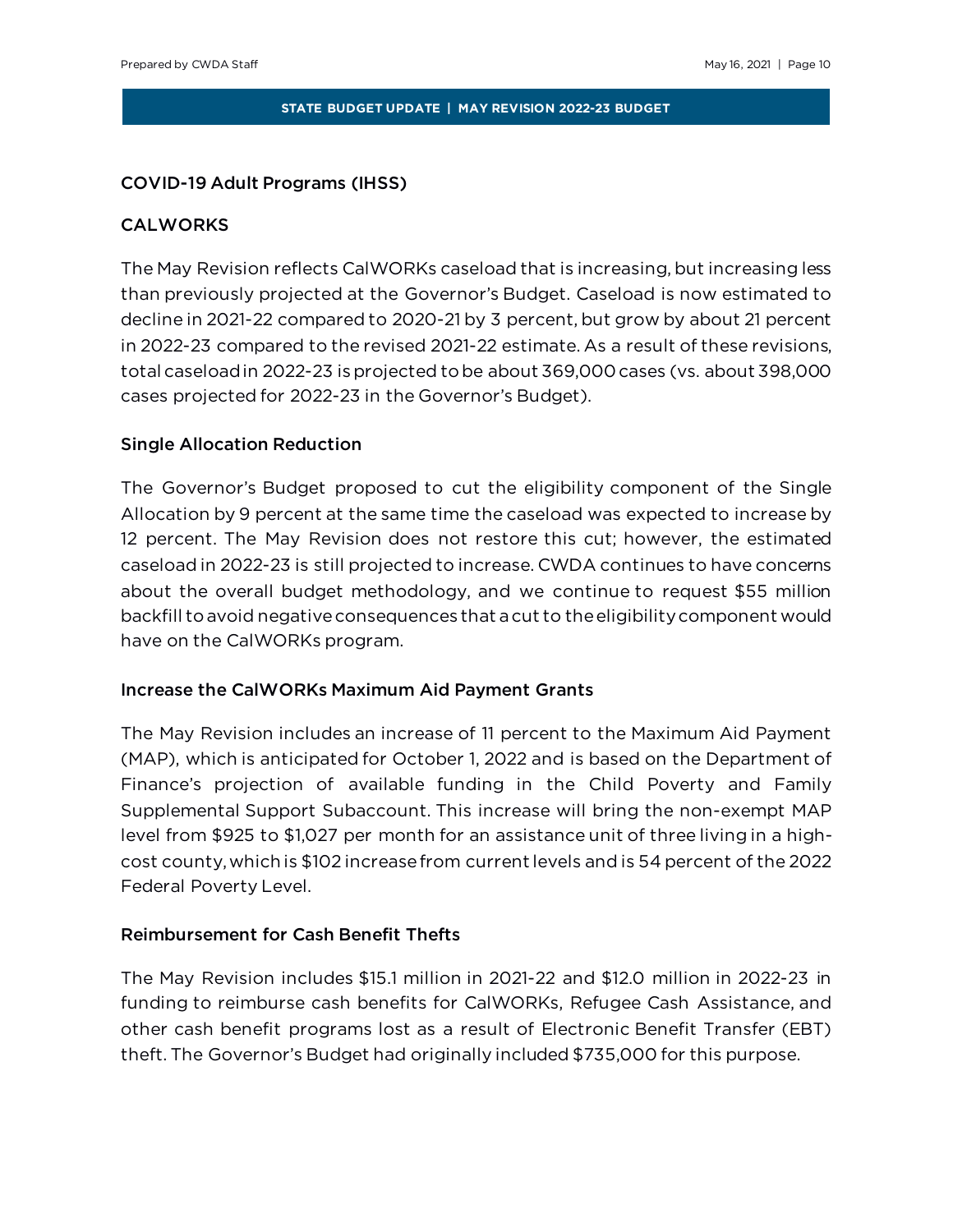## COVID-19 Adult Programs (IHSS)

## CALWORKS

The May Revision reflects CalWORKs caseload that is increasing, but increasing less than previously projected at the Governor's Budget. Caseload is now estimated to decline in 2021-22 compared to 2020-21 by 3 percent, but grow by about 21 percent in 2022-23 compared to the revised 2021-22 estimate. As a result of these revisions, total caseload in 2022-23 is projected to be about 369,000 cases (vs. about 398,000 cases projected for 2022-23 in the Governor's Budget).

### Single Allocation Reduction

The Governor's Budget proposed to cut the eligibility component of the Single Allocation by 9 percent at the same time the caseload was expected to increase by 12 percent. The May Revision does not restore this cut; however, the estimated caseload in 2022-23 is still projected to increase. CWDA continues to have concerns about the overall budget methodology, and we continue to request $55 million backfill to avoid negative consequences that a cut to the eligibility component would have on the CalWORKs program.

### Increase the CalWORKs Maximum Aid Payment Grants

The May Revision includes an increase of 11 percent to the Maximum Aid Payment (MAP), which is anticipated for October 1, 2022 and is based on the Department of Finance's projection of available funding in the Child Poverty and Family Supplemental Support Subaccount. This increase will bring the non-exempt MAP level from $925 to $1,027 per month for an assistance unit of three living in a high-cost county, which is $102 increase from current levels and is 54 percent of the 2022 Federal Poverty Level.

### Reimbursement for Cash Benefit Thefts

The May Revision includes $15.1 million in 2021-22 and $12.0 million in 2022-23 in funding to reimburse cash benefits for CalWORKs, Refugee Cash Assistance, and other cash benefit programs lost as a result of Electronic Benefit Transfer (EBT) theft. The Governor's Budget had originally included $735,000 for this purpose.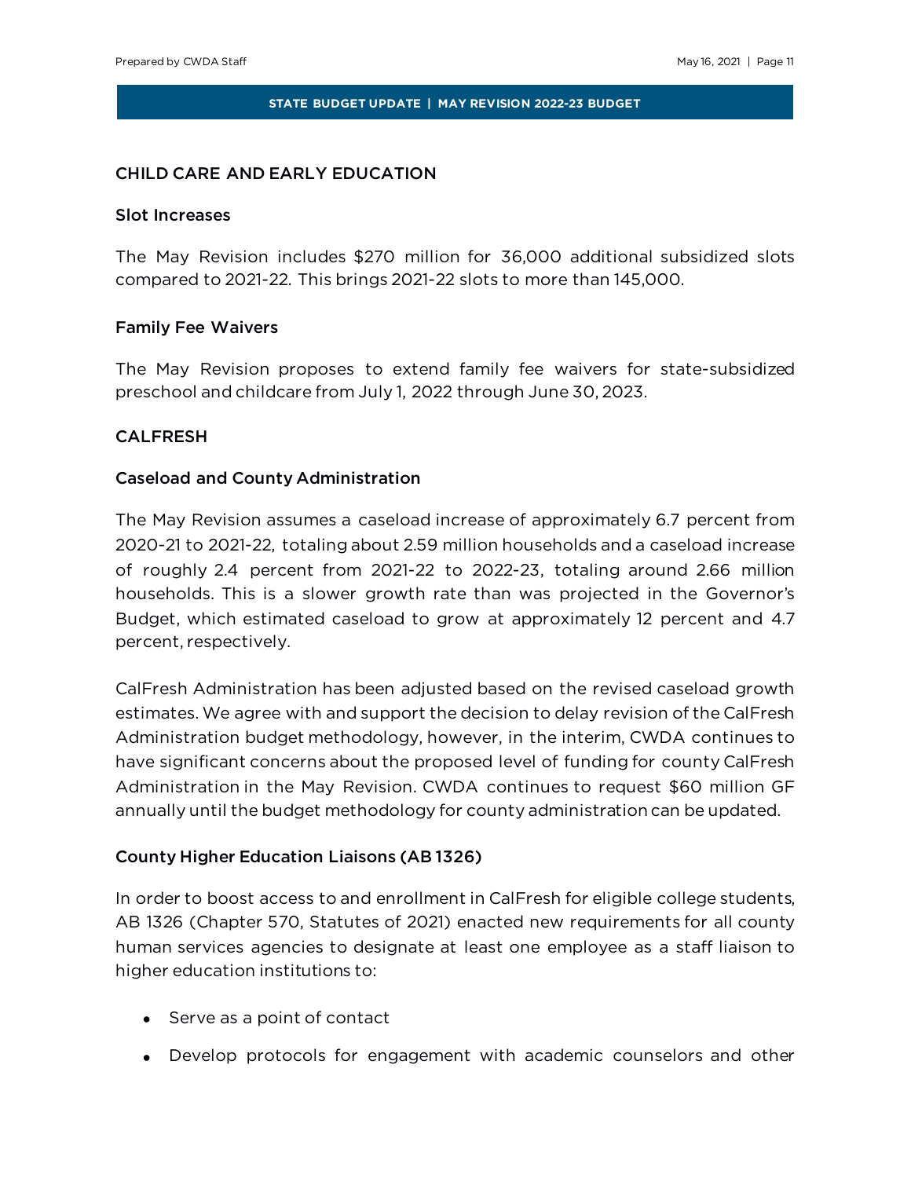## CHILD CARE AND EARLY EDUCATION

### Slot Increases

The May Revision includes $270 million for 36,000 additional subsidized slots compared to 2021-22. This brings 2021-22 slots to more than 145,000.

### Family Fee Waivers

The May Revision proposes to extend family fee waivers for state-subsidized preschool and childcare from July 1, 2022 through June 30, 2023.

## CALFRESH

### Caseload and County Administration

The May Revision assumes a caseload increase of approximately 6.7 percent from 2020-21 to 2021-22, totaling about 2.59 million households and a caseload increase of roughly 2.4 percent from 2021-22 to 2022-23, totaling around 2.66 million households. This is a slower growth rate than was projected in the Governor's Budget, which estimated caseload to grow at approximately 12 percent and 4.7 percent, respectively.

CalFresh Administration has been adjusted based on the revised caseload growth estimates. We agree with and support the decision to delay revision of the CalFresh Administration budget methodology, however, in the interim, CWDA continues to have significant concerns about the proposed level of funding for county CalFresh Administration in the May Revision. CWDA continues to request $60 million GF annually until the budget methodology for county administration can be updated.

### County Higher Education Liaisons (AB 1326)

In order to boost access to and enrollment in CalFresh for eligible college students, AB 1326 (Chapter 570, Statutes of 2021) enacted new requirements for all county human services agencies to designate at least one employee as a staff liaison to higher education institutions to:

- Serve as a point of contact
- Develop protocols for engagement with academic counselors and other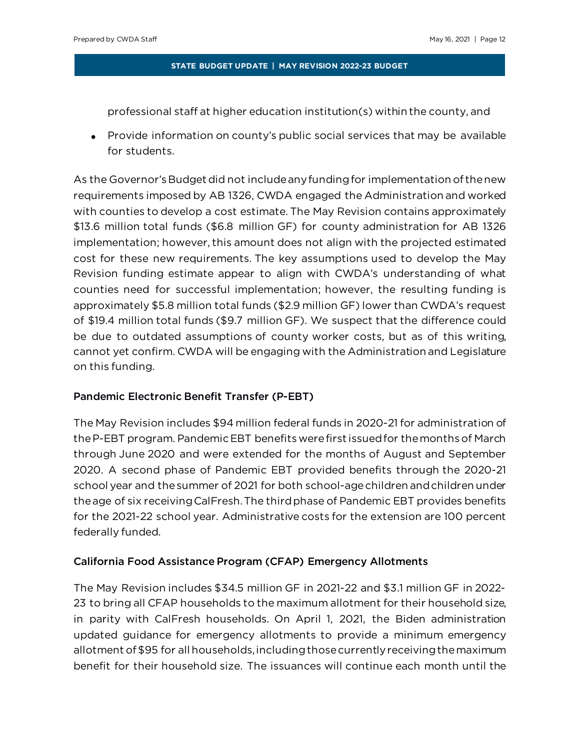professional staff at higher education institution(s) within the county, and

- Provide information on county's public social services that may be available for students.

As the Governor's Budget did not include any funding for implementation of the new requirements imposed by AB 1326, CWDA engaged the Administration and worked with counties to develop a cost estimate. The May Revision contains approximately $13.6 million total funds ($6.8 million GF) for county administration for AB 1326 implementation; however, this amount does not align with the projected estimated cost for these new requirements. The key assumptions used to develop the May Revision funding estimate appear to align with CWDA's understanding of what counties need for successful implementation; however, the resulting funding is approximately $5.8 million total funds ($2.9 million GF) lower than CWDA's request of $19.4 million total funds ($9.7 million GF). We suspect that the difference could be due to outdated assumptions of county worker costs, but as of this writing, cannot yet confirm. CWDA will be engaging with the Administration and Legislature on this funding.

### Pandemic Electronic Benefit Transfer (P-EBT)

The May Revision includes $94 million federal funds in 2020-21 for administration of the P-EBT program. Pandemic EBT benefits were first issued for the months of March through June 2020 and were extended for the months of August and September 2020. A second phase of Pandemic EBT provided benefits through the 2020-21 school year and the summer of 2021 for both school-age children and children under the age of six receiving CalFresh. The third phase of Pandemic EBT provides benefits for the 2021-22 school year. Administrative costs for the extension are 100 percent federally funded.

### California Food Assistance Program (CFAP) Emergency Allotments

The May Revision includes $34.5 million GF in 2021-22 and $3.1 million GF in 2022-23 to bring all CFAP households to the maximum allotment for their household size, in parity with CalFresh households. On April 1, 2021, the Biden administration updated guidance for emergency allotments to provide a minimum emergency allotment of $95 for all households, including those currently receiving the maximum benefit for their household size. The issuances will continue each month until the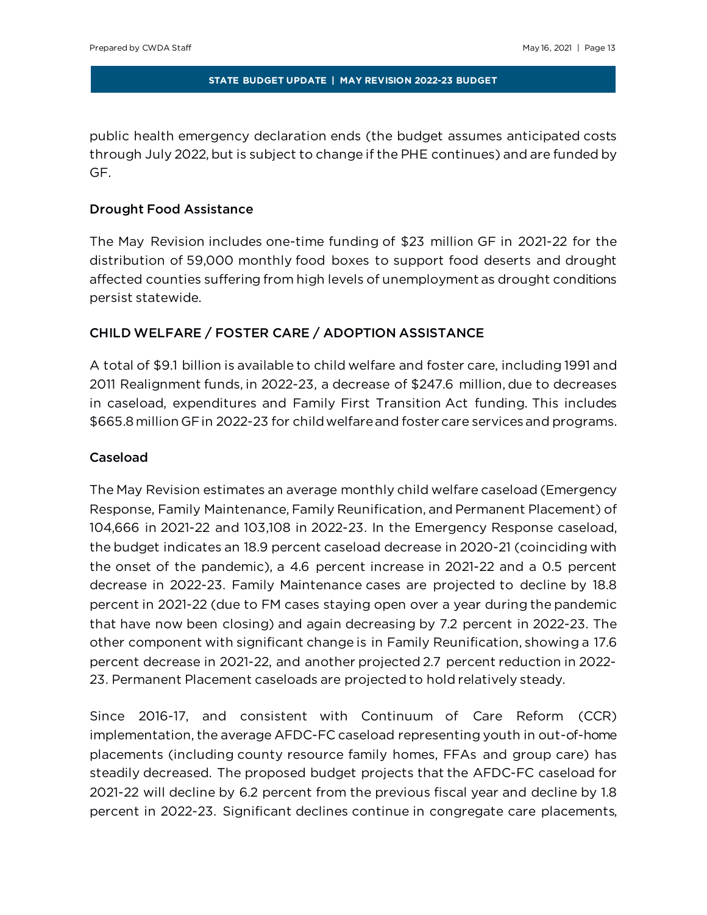public health emergency declaration ends (the budget assumes anticipated costs through July 2022, but is subject to change if the PHE continues) and are funded by GF.

### Drought Food Assistance

The May Revision includes one-time funding of $23 million GF in 2021-22 for the distribution of 59,000 monthly food boxes to support food deserts and drought affected counties suffering from high levels of unemployment as drought conditions persist statewide.

## CHILD WELFARE / FOSTER CARE / ADOPTION ASSISTANCE

A total of $9.1 billion is available to child welfare and foster care, including 1991 and 2011 Realignment funds, in 2022-23, a decrease of $247.6 million, due to decreases in caseload, expenditures and Family First Transition Act funding. This includes $665.8 million GF in 2022-23 for child welfare and foster care services and programs.

### Caseload

The May Revision estimates an average monthly child welfare caseload (Emergency Response, Family Maintenance, Family Reunification, and Permanent Placement) of 104,666 in 2021-22 and 103,108 in 2022-23. In the Emergency Response caseload, the budget indicates an 18.9 percent caseload decrease in 2020-21 (coinciding with the onset of the pandemic), a 4.6 percent increase in 2021-22 and a 0.5 percent decrease in 2022-23. Family Maintenance cases are projected to decline by 18.8 percent in 2021-22 (due to FM cases staying open over a year during the pandemic that have now been closing) and again decreasing by 7.2 percent in 2022-23. The other component with significant change is in Family Reunification, showing a 17.6 percent decrease in 2021-22, and another projected 2.7 percent reduction in 2022-23. Permanent Placement caseloads are projected to hold relatively steady.

Since 2016-17, and consistent with Continuum of Care Reform (CCR) implementation, the average AFDC-FC caseload representing youth in out-of-home placements (including county resource family homes, FFAs and group care) has steadily decreased. The proposed budget projects that the AFDC-FC caseload for 2021-22 will decline by 6.2 percent from the previous fiscal year and decline by 1.8 percent in 2022-23. Significant declines continue in congregate care placements,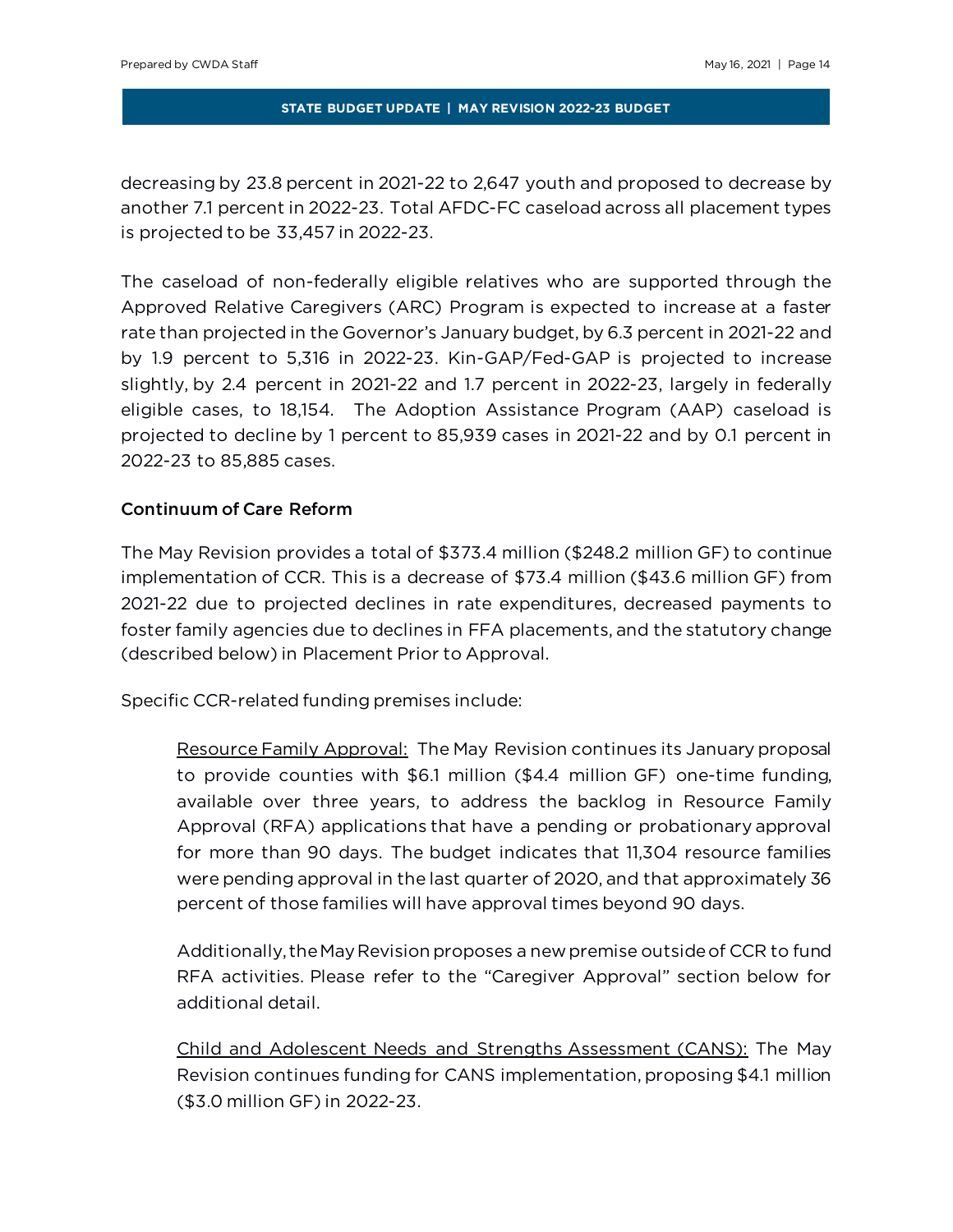decreasing by 23.8 percent in 2021-22 to 2,647 youth and proposed to decrease by another 7.1 percent in 2022-23. Total AFDC-FC caseload across all placement types is projected to be 33,457 in 2022-23.

The caseload of non-federally eligible relatives who are supported through the Approved Relative Caregivers (ARC) Program is expected to increase at a faster rate than projected in the Governor's January budget, by 6.3 percent in 2021-22 and by 1.9 percent to 5,316 in 2022-23. Kin-GAP/Fed-GAP is projected to increase slightly, by 2.4 percent in 2021-22 and 1.7 percent in 2022-23, largely in federally eligible cases, to 18,154. The Adoption Assistance Program (AAP) caseload is projected to decline by 1 percent to 85,939 cases in 2021-22 and by 0.1 percent in 2022-23 to 85,885 cases.

### Continuum of Care Reform

The May Revision provides a total of $373.4 million ($248.2 million GF) to continue implementation of CCR. This is a decrease of $73.4 million ($43.6 million GF) from 2021-22 due to projected declines in rate expenditures, decreased payments to foster family agencies due to declines in FFA placements, and the statutory change (described below) in Placement Prior to Approval.

Specific CCR-related funding premises include:

> Resource Family Approval: The May Revision continues its January proposal to provide counties with $6.1 million ($4.4 million GF) one-time funding, available over three years, to address the backlog in Resource Family Approval (RFA) applications that have a pending or probationary approval for more than 90 days. The budget indicates that 11,304 resource families were pending approval in the last quarter of 2020, and that approximately 36 percent of those families will have approval times beyond 90 days.
>
> Additionally, the May Revision proposes a new premise outside of CCR to fund RFA activities. Please refer to the "Caregiver Approval" section below for additional detail.
>
> Child and Adolescent Needs and Strengths Assessment (CANS): The May Revision continues funding for CANS implementation, proposing $4.1 million ($3.0 million GF) in 2022-23.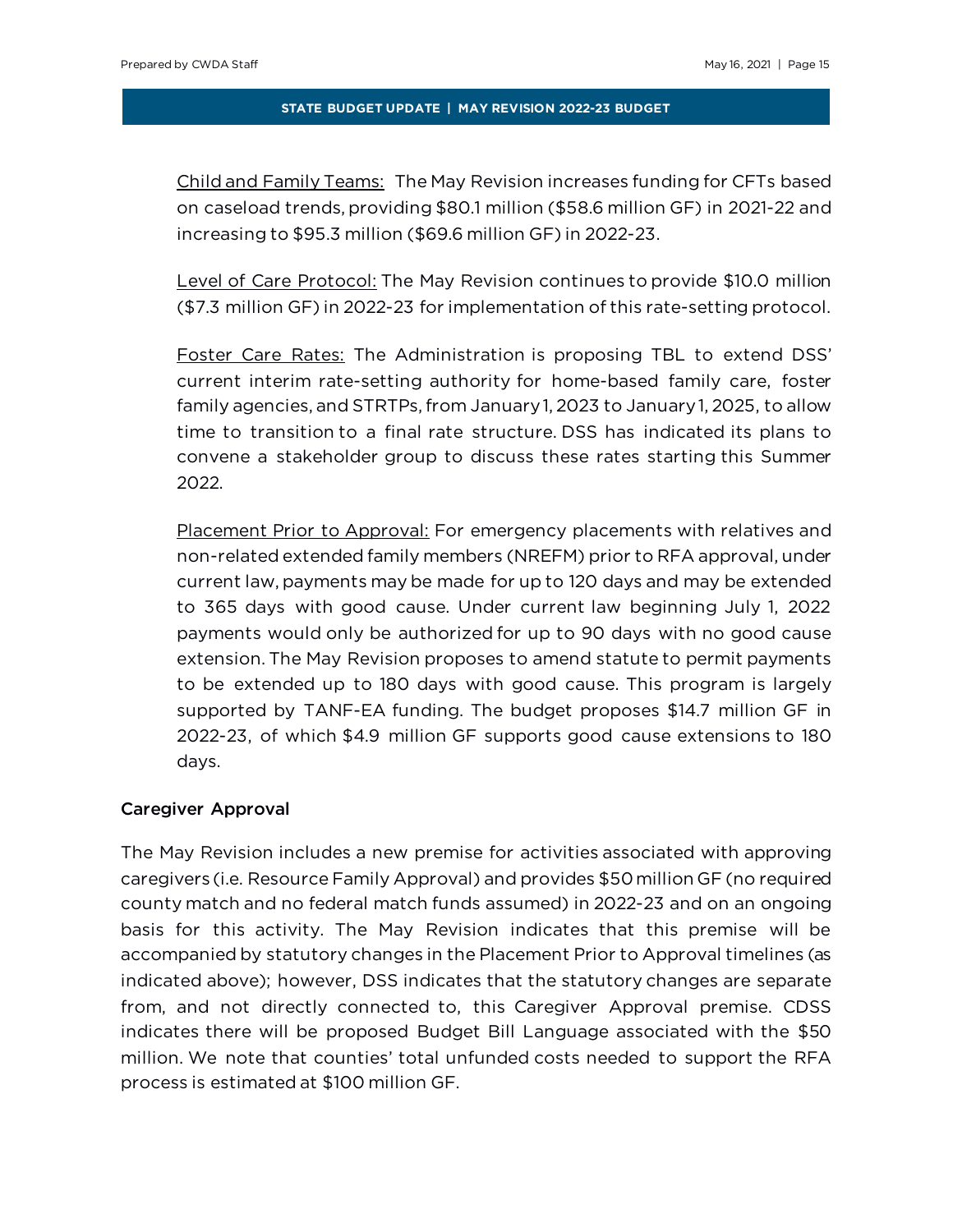Child and Family Teams: The May Revision increases funding for CFTs based on caseload trends, providing $80.1 million ($58.6 million GF) in 2021-22 and increasing to $95.3 million ($69.6 million GF) in 2022-23.

Level of Care Protocol: The May Revision continues to provide $10.0 million ($7.3 million GF) in 2022-23 for implementation of this rate-setting protocol.

Foster Care Rates: The Administration is proposing TBL to extend DSS' current interim rate-setting authority for home-based family care, foster family agencies, and STRTPs, from January 1, 2023 to January 1, 2025, to allow time to transition to a final rate structure. DSS has indicated its plans to convene a stakeholder group to discuss these rates starting this Summer 2022.

Placement Prior to Approval: For emergency placements with relatives and non-related extended family members (NREFM) prior to RFA approval, under current law, payments may be made for up to 120 days and may be extended to 365 days with good cause. Under current law beginning July 1, 2022 payments would only be authorized for up to 90 days with no good cause extension. The May Revision proposes to amend statute to permit payments to be extended up to 180 days with good cause. This program is largely supported by TANF-EA funding. The budget proposes $14.7 million GF in 2022-23, of which $4.9 million GF supports good cause extensions to 180 days.

### Caregiver Approval

The May Revision includes a new premise for activities associated with approving caregivers (i.e. Resource Family Approval) and provides $50 million GF (no required county match and no federal match funds assumed) in 2022-23 and on an ongoing basis for this activity. The May Revision indicates that this premise will be accompanied by statutory changes in the Placement Prior to Approval timelines (as indicated above); however, DSS indicates that the statutory changes are separate from, and not directly connected to, this Caregiver Approval premise. CDSS indicates there will be proposed Budget Bill Language associated with the $50 million. We note that counties' total unfunded costs needed to support the RFA process is estimated at $100 million GF.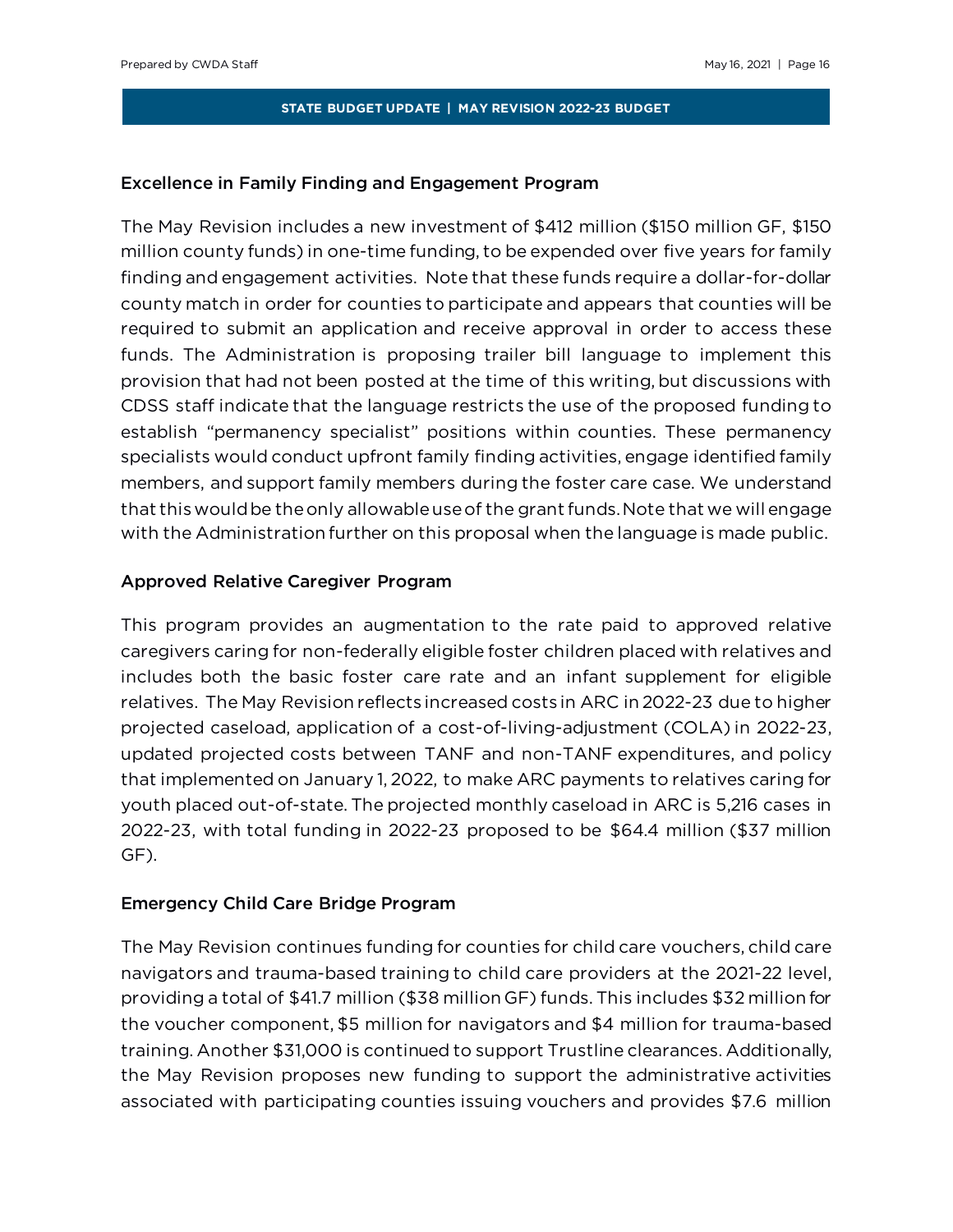### Excellence in Family Finding and Engagement Program

The May Revision includes a new investment of $412 million ($150 million GF, $150 million county funds) in one-time funding, to be expended over five years for family finding and engagement activities. Note that these funds require a dollar-for-dollar county match in order for counties to participate and appears that counties will be required to submit an application and receive approval in order to access these funds. The Administration is proposing trailer bill language to implement this provision that had not been posted at the time of this writing, but discussions with CDSS staff indicate that the language restricts the use of the proposed funding to establish "permanency specialist" positions within counties. These permanency specialists would conduct upfront family finding activities, engage identified family members, and support family members during the foster care case. We understand that this would be the only allowable use of the grant funds. Note that we will engage with the Administration further on this proposal when the language is made public.

### Approved Relative Caregiver Program

This program provides an augmentation to the rate paid to approved relative caregivers caring for non-federally eligible foster children placed with relatives and includes both the basic foster care rate and an infant supplement for eligible relatives. The May Revision reflects increased costs in ARC in 2022-23 due to higher projected caseload, application of a cost-of-living-adjustment (COLA) in 2022-23, updated projected costs between TANF and non-TANF expenditures, and policy that implemented on January 1, 2022, to make ARC payments to relatives caring for youth placed out-of-state. The projected monthly caseload in ARC is 5,216 cases in 2022-23, with total funding in 2022-23 proposed to be $64.4 million ($37 million GF).

### Emergency Child Care Bridge Program

The May Revision continues funding for counties for child care vouchers, child care navigators and trauma-based training to child care providers at the 2021-22 level, providing a total of $41.7 million ($38 million GF) funds. This includes $32 million for the voucher component, $5 million for navigators and $4 million for trauma-based training. Another $31,000 is continued to support Trustline clearances. Additionally, the May Revision proposes new funding to support the administrative activities associated with participating counties issuing vouchers and provides $7.6 million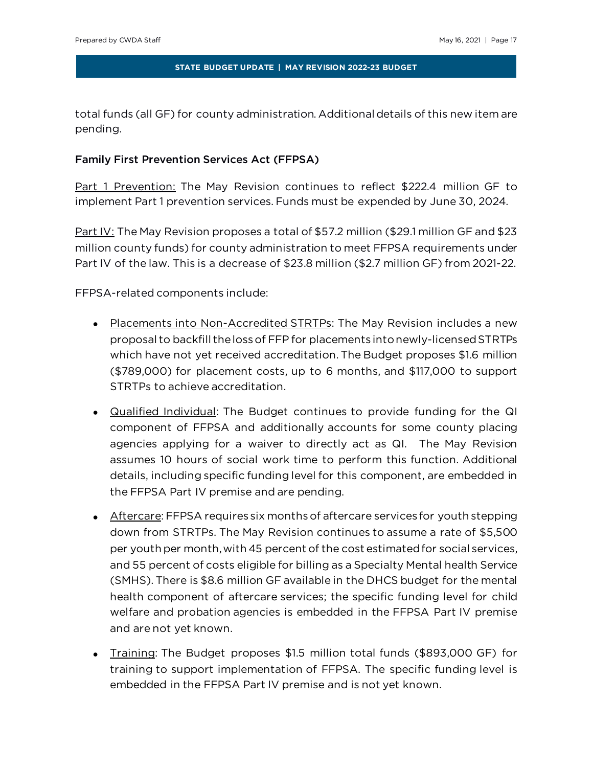total funds (all GF) for county administration. Additional details of this new item are pending.

### Family First Prevention Services Act (FFPSA)

Part 1 Prevention: The May Revision continues to reflect $222.4 million GF to implement Part 1 prevention services. Funds must be expended by June 30, 2024.

Part IV: The May Revision proposes a total of $57.2 million ($29.1 million GF and $23 million county funds) for county administration to meet FFPSA requirements under Part IV of the law. This is a decrease of $23.8 million ($2.7 million GF) from 2021-22.

FFPSA-related components include:

- Placements into Non-Accredited STRTPs: The May Revision includes a new proposal to backfill the loss of FFP for placements into newly-licensed STRTPs which have not yet received accreditation. The Budget proposes $1.6 million ($789,000) for placement costs, up to 6 months, and $117,000 to support STRTPs to achieve accreditation.
- Qualified Individual: The Budget continues to provide funding for the QI component of FFPSA and additionally accounts for some county placing agencies applying for a waiver to directly act as QI. The May Revision assumes 10 hours of social work time to perform this function. Additional details, including specific funding level for this component, are embedded in the FFPSA Part IV premise and are pending.
- Aftercare: FFPSA requires six months of aftercare services for youth stepping down from STRTPs. The May Revision continues to assume a rate of $5,500 per youth per month, with 45 percent of the cost estimated for social services, and 55 percent of costs eligible for billing as a Specialty Mental health Service (SMHS). There is $8.6 million GF available in the DHCS budget for the mental health component of aftercare services; the specific funding level for child welfare and probation agencies is embedded in the FFPSA Part IV premise and are not yet known.
- Training: The Budget proposes $1.5 million total funds ($893,000 GF) for training to support implementation of FFPSA. The specific funding level is embedded in the FFPSA Part IV premise and is not yet known.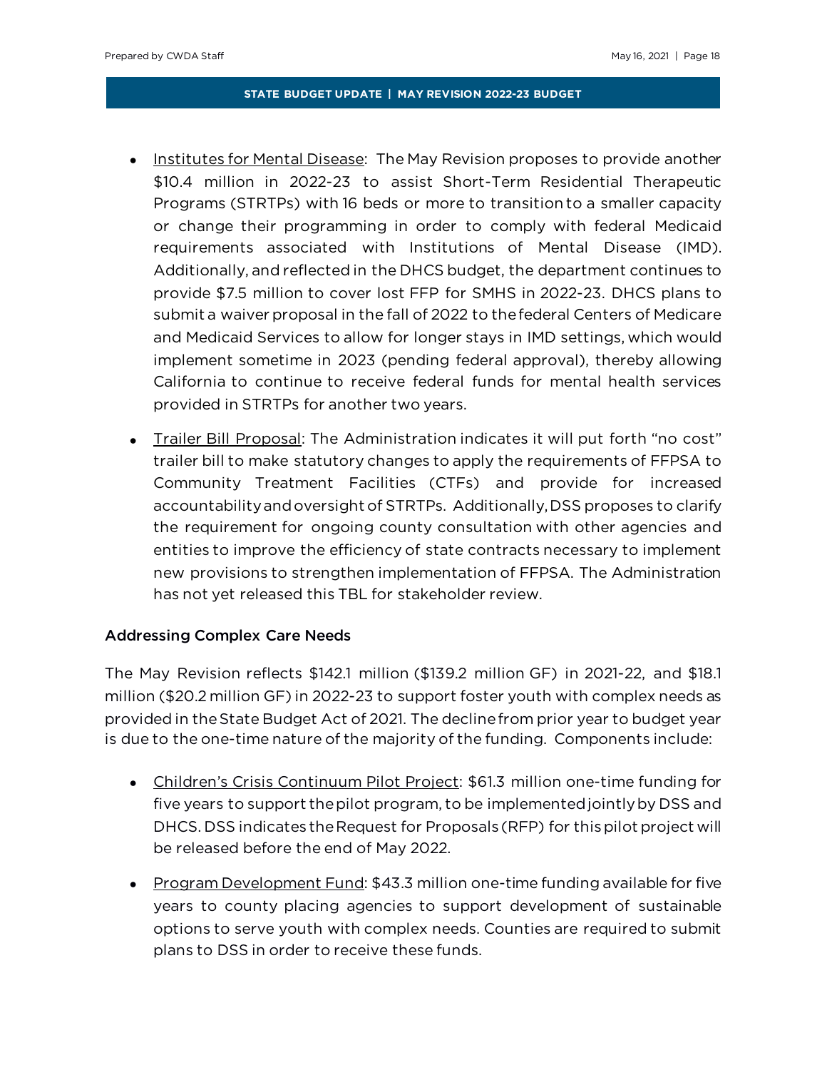- Institutes for Mental Disease: The May Revision proposes to provide another $10.4 million in 2022-23 to assist Short-Term Residential Therapeutic Programs (STRTPs) with 16 beds or more to transition to a smaller capacity or change their programming in order to comply with federal Medicaid requirements associated with Institutions of Mental Disease (IMD). Additionally, and reflected in the DHCS budget, the department continues to provide $7.5 million to cover lost FFP for SMHS in 2022-23. DHCS plans to submit a waiver proposal in the fall of 2022 to the federal Centers of Medicare and Medicaid Services to allow for longer stays in IMD settings, which would implement sometime in 2023 (pending federal approval), thereby allowing California to continue to receive federal funds for mental health services provided in STRTPs for another two years.

- Trailer Bill Proposal: The Administration indicates it will put forth "no cost" trailer bill to make statutory changes to apply the requirements of FFPSA to Community Treatment Facilities (CTFs) and provide for increased accountability and oversight of STRTPs. Additionally, DSS proposes to clarify the requirement for ongoing county consultation with other agencies and entities to improve the efficiency of state contracts necessary to implement new provisions to strengthen implementation of FFPSA. The Administration has not yet released this TBL for stakeholder review.

### Addressing Complex Care Needs

The May Revision reflects $142.1 million ($139.2 million GF) in 2021-22, and $18.1 million ($20.2 million GF) in 2022-23 to support foster youth with complex needs as provided in the State Budget Act of 2021. The decline from prior year to budget year is due to the one-time nature of the majority of the funding. Components include:

- Children's Crisis Continuum Pilot Project: $61.3 million one-time funding for five years to support the pilot program, to be implemented jointly by DSS and DHCS. DSS indicates the Request for Proposals (RFP) for this pilot project will be released before the end of May 2022.

- Program Development Fund: $43.3 million one-time funding available for five years to county placing agencies to support development of sustainable options to serve youth with complex needs. Counties are required to submit plans to DSS in order to receive these funds.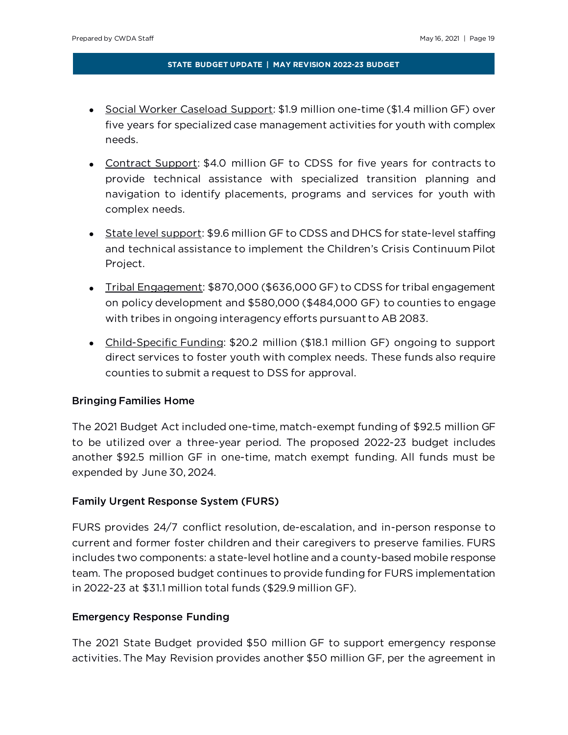- Social Worker Caseload Support: $1.9 million one-time ($1.4 million GF) over five years for specialized case management activities for youth with complex needs.
- Contract Support: $4.0 million GF to CDSS for five years for contracts to provide technical assistance with specialized transition planning and navigation to identify placements, programs and services for youth with complex needs.
- State level support: $9.6 million GF to CDSS and DHCS for state-level staffing and technical assistance to implement the Children's Crisis Continuum Pilot Project.
- Tribal Engagement: $870,000 ($636,000 GF) to CDSS for tribal engagement on policy development and $580,000 ($484,000 GF) to counties to engage with tribes in ongoing interagency efforts pursuant to AB 2083.
- Child-Specific Funding: $20.2 million ($18.1 million GF) ongoing to support direct services to foster youth with complex needs. These funds also require counties to submit a request to DSS for approval.

### Bringing Families Home

The 2021 Budget Act included one-time, match-exempt funding of $92.5 million GF to be utilized over a three-year period. The proposed 2022-23 budget includes another $92.5 million GF in one-time, match exempt funding. All funds must be expended by June 30, 2024.

### Family Urgent Response System (FURS)

FURS provides 24/7 conflict resolution, de-escalation, and in-person response to current and former foster children and their caregivers to preserve families. FURS includes two components: a state-level hotline and a county-based mobile response team. The proposed budget continues to provide funding for FURS implementation in 2022-23 at $31.1 million total funds ($29.9 million GF).

### Emergency Response Funding

The 2021 State Budget provided $50 million GF to support emergency response activities. The May Revision provides another $50 million GF, per the agreement in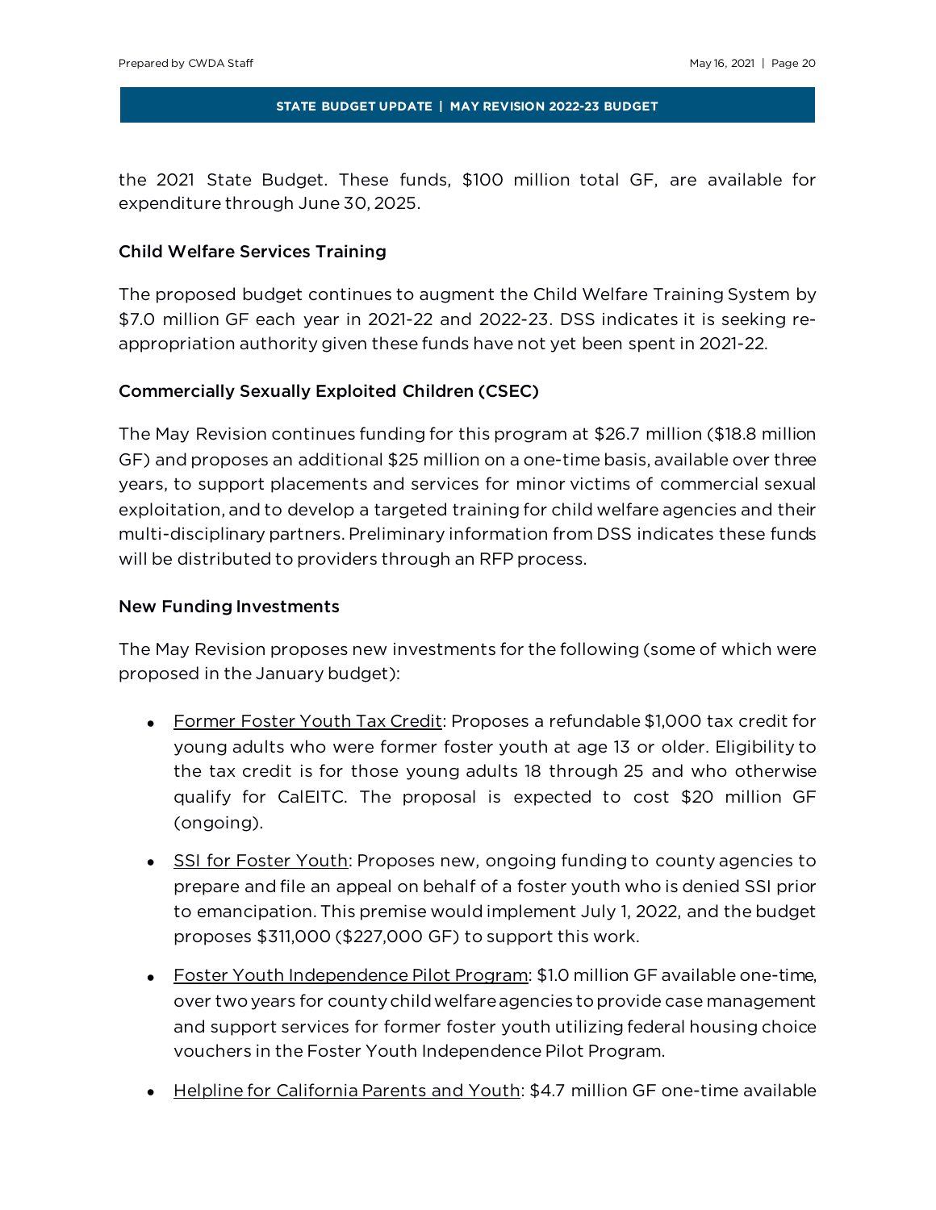the 2021 State Budget. These funds, $100 million total GF, are available for expenditure through June 30, 2025.

### Child Welfare Services Training

The proposed budget continues to augment the Child Welfare Training System by $7.0 million GF each year in 2021-22 and 2022-23. DSS indicates it is seeking re-appropriation authority given these funds have not yet been spent in 2021-22.

### Commercially Sexually Exploited Children (CSEC)

The May Revision continues funding for this program at $26.7 million ($18.8 million GF) and proposes an additional $25 million on a one-time basis, available over three years, to support placements and services for minor victims of commercial sexual exploitation, and to develop a targeted training for child welfare agencies and their multi-disciplinary partners. Preliminary information from DSS indicates these funds will be distributed to providers through an RFP process.

### New Funding Investments

The May Revision proposes new investments for the following (some of which were proposed in the January budget):

- Former Foster Youth Tax Credit: Proposes a refundable $1,000 tax credit for young adults who were former foster youth at age 13 or older. Eligibility to the tax credit is for those young adults 18 through 25 and who otherwise qualify for CalEITC. The proposal is expected to cost $20 million GF (ongoing).
- SSI for Foster Youth: Proposes new, ongoing funding to county agencies to prepare and file an appeal on behalf of a foster youth who is denied SSI prior to emancipation. This premise would implement July 1, 2022, and the budget proposes $311,000 ($227,000 GF) to support this work.
- Foster Youth Independence Pilot Program: $1.0 million GF available one-time, over two years for county child welfare agencies to provide case management and support services for former foster youth utilizing federal housing choice vouchers in the Foster Youth Independence Pilot Program.
- Helpline for California Parents and Youth: $4.7 million GF one-time available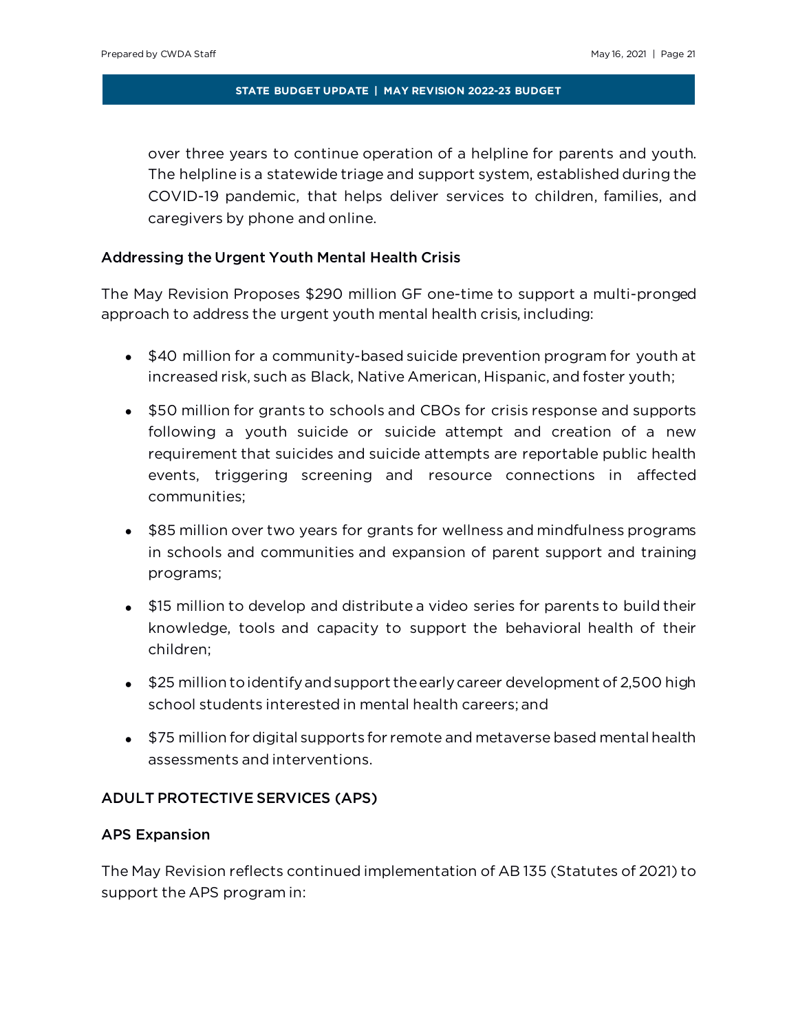over three years to continue operation of a helpline for parents and youth. The helpline is a statewide triage and support system, established during the COVID-19 pandemic, that helps deliver services to children, families, and caregivers by phone and online.

### Addressing the Urgent Youth Mental Health Crisis

The May Revision Proposes $290 million GF one-time to support a multi-pronged approach to address the urgent youth mental health crisis, including:

- $40 million for a community-based suicide prevention program for youth at increased risk, such as Black, Native American, Hispanic, and foster youth;
- $50 million for grants to schools and CBOs for crisis response and supports following a youth suicide or suicide attempt and creation of a new requirement that suicides and suicide attempts are reportable public health events, triggering screening and resource connections in affected communities;
- $85 million over two years for grants for wellness and mindfulness programs in schools and communities and expansion of parent support and training programs;
- $15 million to develop and distribute a video series for parents to build their knowledge, tools and capacity to support the behavioral health of their children;
- $25 million to identify and support the early career development of 2,500 high school students interested in mental health careers; and
- $75 million for digital supports for remote and metaverse based mental health assessments and interventions.

## ADULT PROTECTIVE SERVICES (APS)

### APS Expansion

The May Revision reflects continued implementation of AB 135 (Statutes of 2021) to support the APS program in: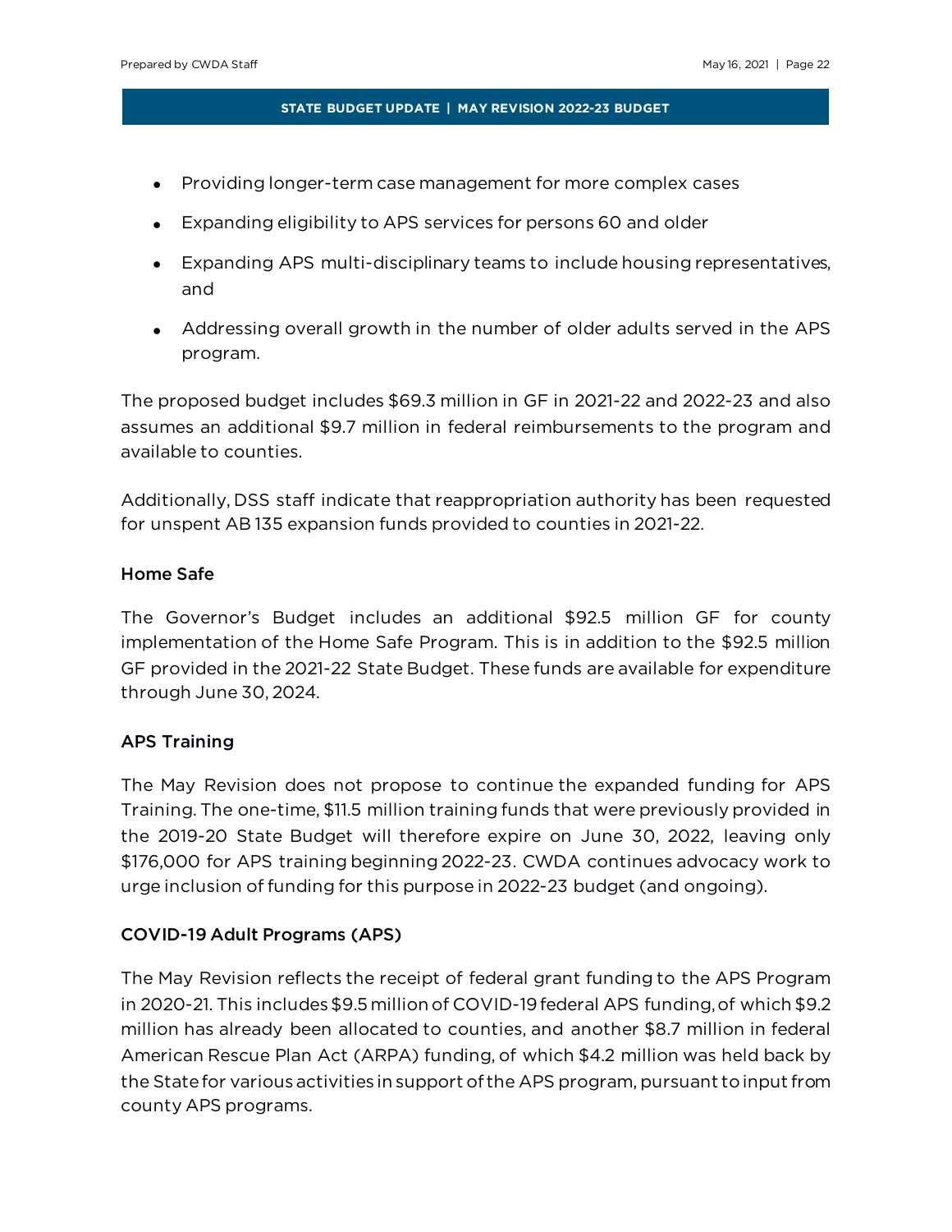- Providing longer-term case management for more complex cases
- Expanding eligibility to APS services for persons 60 and older
- Expanding APS multi-disciplinary teams to include housing representatives, and
- Addressing overall growth in the number of older adults served in the APS program.

The proposed budget includes $69.3 million in GF in 2021-22 and 2022-23 and also assumes an additional $9.7 million in federal reimbursements to the program and available to counties.

Additionally, DSS staff indicate that reappropriation authority has been requested for unspent AB 135 expansion funds provided to counties in 2021-22.

### Home Safe

The Governor's Budget includes an additional $92.5 million GF for county implementation of the Home Safe Program. This is in addition to the $92.5 million GF provided in the 2021-22 State Budget. These funds are available for expenditure through June 30, 2024.

### APS Training

The May Revision does not propose to continue the expanded funding for APS Training. The one-time, $11.5 million training funds that were previously provided in the 2019-20 State Budget will therefore expire on June 30, 2022, leaving only $176,000 for APS training beginning 2022-23. CWDA continues advocacy work to urge inclusion of funding for this purpose in 2022-23 budget (and ongoing).

### COVID-19 Adult Programs (APS)

The May Revision reflects the receipt of federal grant funding to the APS Program in 2020-21. This includes $9.5 million of COVID-19 federal APS funding, of which $9.2 million has already been allocated to counties, and another $8.7 million in federal American Rescue Plan Act (ARPA) funding, of which $4.2 million was held back by the State for various activities in support of the APS program, pursuant to input from county APS programs.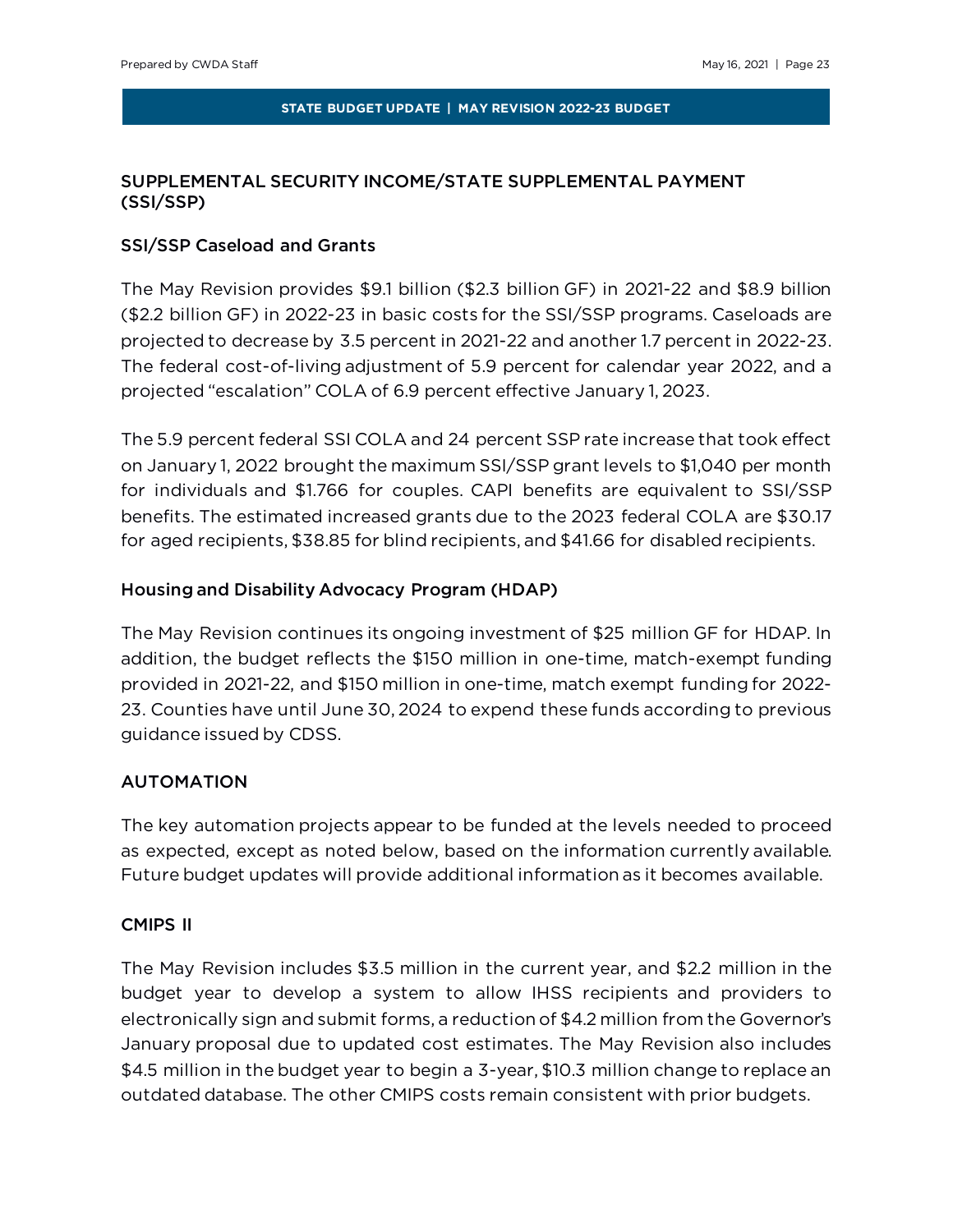## SUPPLEMENTAL SECURITY INCOME/STATE SUPPLEMENTAL PAYMENT (SSI/SSP)

### SSI/SSP Caseload and Grants

The May Revision provides $9.1 billion ($2.3 billion GF) in 2021-22 and $8.9 billion ($2.2 billion GF) in 2022-23 in basic costs for the SSI/SSP programs. Caseloads are projected to decrease by 3.5 percent in 2021-22 and another 1.7 percent in 2022-23. The federal cost-of-living adjustment of 5.9 percent for calendar year 2022, and a projected "escalation" COLA of 6.9 percent effective January 1, 2023.

The 5.9 percent federal SSI COLA and 24 percent SSP rate increase that took effect on January 1, 2022 brought the maximum SSI/SSP grant levels to $1,040 per month for individuals and $1.766 for couples. CAPI benefits are equivalent to SSI/SSP benefits. The estimated increased grants due to the 2023 federal COLA are $30.17 for aged recipients, $38.85 for blind recipients, and $41.66 for disabled recipients.

### Housing and Disability Advocacy Program (HDAP)

The May Revision continues its ongoing investment of $25 million GF for HDAP. In addition, the budget reflects the $150 million in one-time, match-exempt funding provided in 2021-22, and $150 million in one-time, match exempt funding for 2022-23. Counties have until June 30, 2024 to expend these funds according to previous guidance issued by CDSS.

## AUTOMATION

The key automation projects appear to be funded at the levels needed to proceed as expected, except as noted below, based on the information currently available. Future budget updates will provide additional information as it becomes available.

### CMIPS II

The May Revision includes $3.5 million in the current year, and $2.2 million in the budget year to develop a system to allow IHSS recipients and providers to electronically sign and submit forms, a reduction of $4.2 million from the Governor's January proposal due to updated cost estimates. The May Revision also includes $4.5 million in the budget year to begin a 3-year, $10.3 million change to replace an outdated database. The other CMIPS costs remain consistent with prior budgets.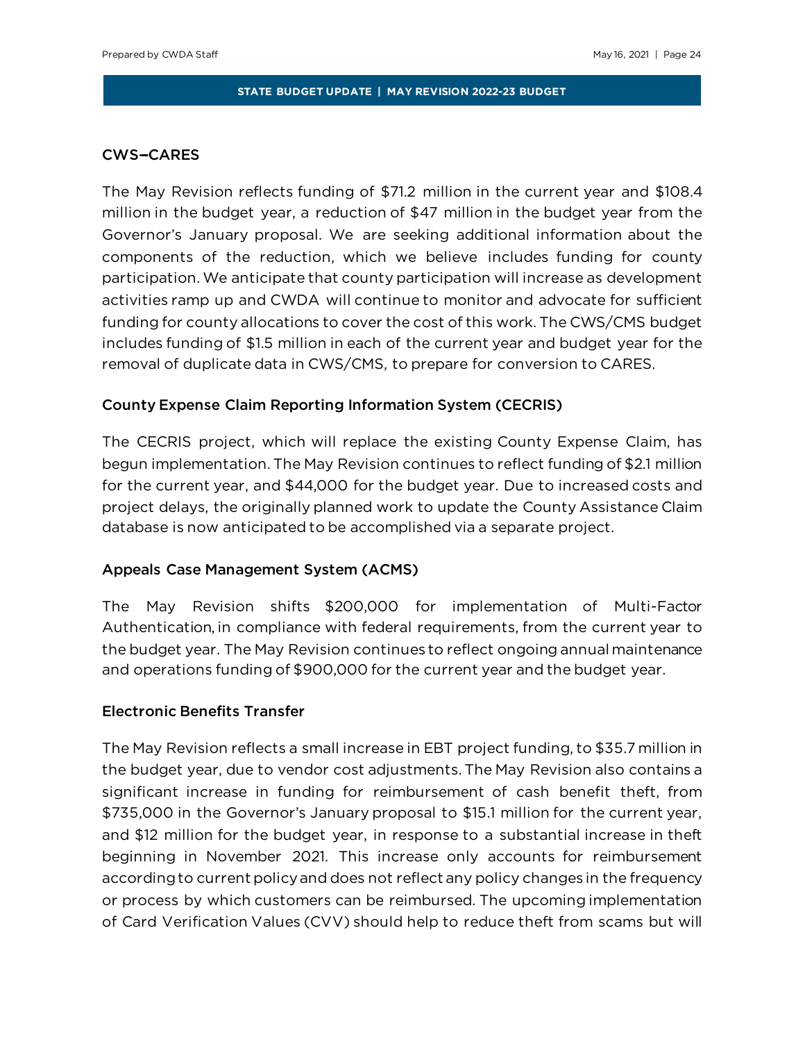## CWS–CARES

The May Revision reflects funding of $71.2 million in the current year and $108.4 million in the budget year, a reduction of $47 million in the budget year from the Governor's January proposal. We are seeking additional information about the components of the reduction, which we believe includes funding for county participation. We anticipate that county participation will increase as development activities ramp up and CWDA will continue to monitor and advocate for sufficient funding for county allocations to cover the cost of this work. The CWS/CMS budget includes funding of $1.5 million in each of the current year and budget year for the removal of duplicate data in CWS/CMS, to prepare for conversion to CARES.

### County Expense Claim Reporting Information System (CECRIS)

The CECRIS project, which will replace the existing County Expense Claim, has begun implementation. The May Revision continues to reflect funding of $2.1 million for the current year, and $44,000 for the budget year. Due to increased costs and project delays, the originally planned work to update the County Assistance Claim database is now anticipated to be accomplished via a separate project.

### Appeals Case Management System (ACMS)

The May Revision shifts $200,000 for implementation of Multi-Factor Authentication, in compliance with federal requirements, from the current year to the budget year. The May Revision continues to reflect ongoing annual maintenance and operations funding of $900,000 for the current year and the budget year.

### Electronic Benefits Transfer

The May Revision reflects a small increase in EBT project funding, to $35.7 million in the budget year, due to vendor cost adjustments. The May Revision also contains a significant increase in funding for reimbursement of cash benefit theft, from $735,000 in the Governor's January proposal to $15.1 million for the current year, and $12 million for the budget year, in response to a substantial increase in theft beginning in November 2021. This increase only accounts for reimbursement according to current policy and does not reflect any policy changes in the frequency or process by which customers can be reimbursed. The upcoming implementation of Card Verification Values (CVV) should help to reduce theft from scams but will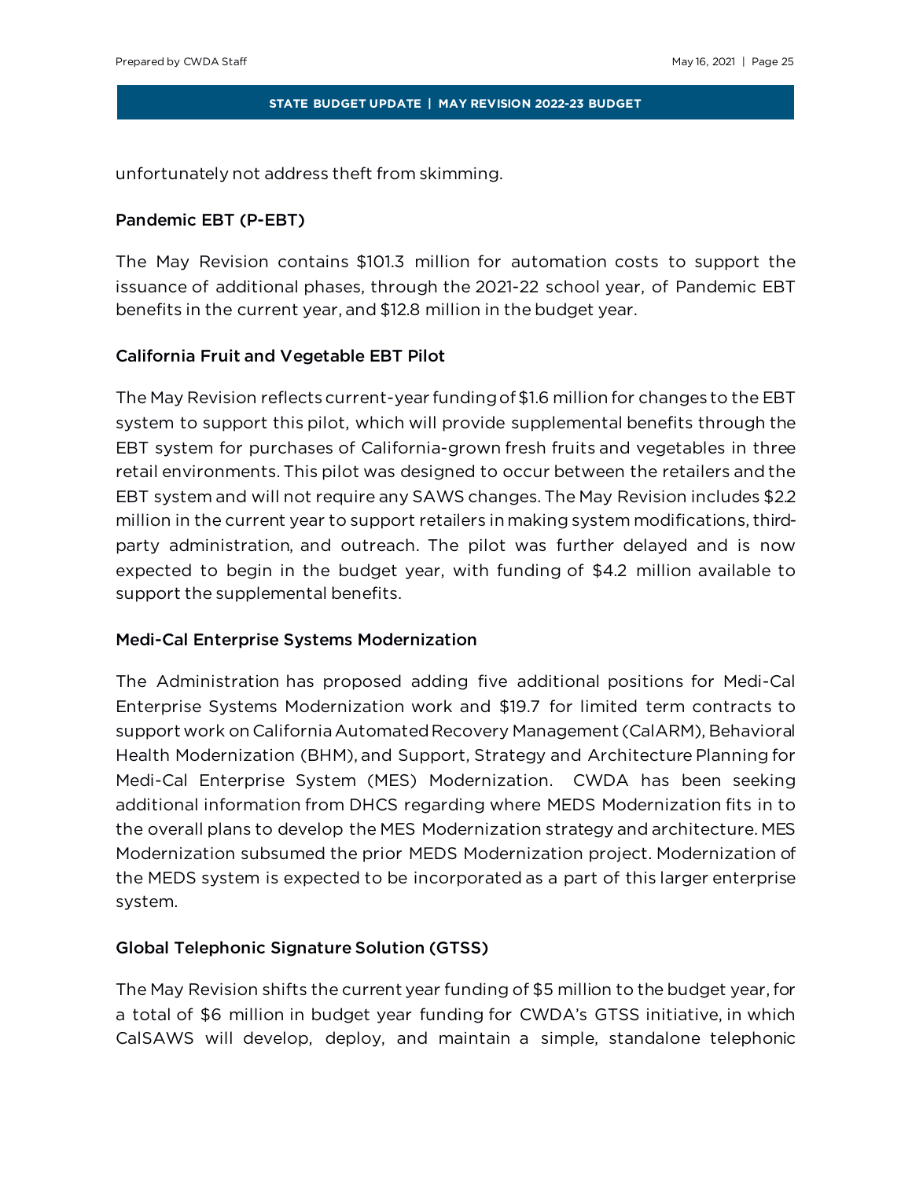unfortunately not address theft from skimming.

### Pandemic EBT (P-EBT)

The May Revision contains $101.3 million for automation costs to support the issuance of additional phases, through the 2021-22 school year, of Pandemic EBT benefits in the current year, and $12.8 million in the budget year.

### California Fruit and Vegetable EBT Pilot

The May Revision reflects current-year funding of $1.6 million for changes to the EBT system to support this pilot, which will provide supplemental benefits through the EBT system for purchases of California-grown fresh fruits and vegetables in three retail environments. This pilot was designed to occur between the retailers and the EBT system and will not require any SAWS changes. The May Revision includes $2.2 million in the current year to support retailers in making system modifications, third-party administration, and outreach. The pilot was further delayed and is now expected to begin in the budget year, with funding of $4.2 million available to support the supplemental benefits.

### Medi-Cal Enterprise Systems Modernization

The Administration has proposed adding five additional positions for Medi-Cal Enterprise Systems Modernization work and $19.7 for limited term contracts to support work on California Automated Recovery Management (CalARM), Behavioral Health Modernization (BHM), and Support, Strategy and Architecture Planning for Medi-Cal Enterprise System (MES) Modernization. CWDA has been seeking additional information from DHCS regarding where MEDS Modernization fits in to the overall plans to develop the MES Modernization strategy and architecture. MES Modernization subsumed the prior MEDS Modernization project. Modernization of the MEDS system is expected to be incorporated as a part of this larger enterprise system.

### Global Telephonic Signature Solution (GTSS)

The May Revision shifts the current year funding of $5 million to the budget year, for a total of $6 million in budget year funding for CWDA's GTSS initiative, in which CalSAWS will develop, deploy, and maintain a simple, standalone telephonic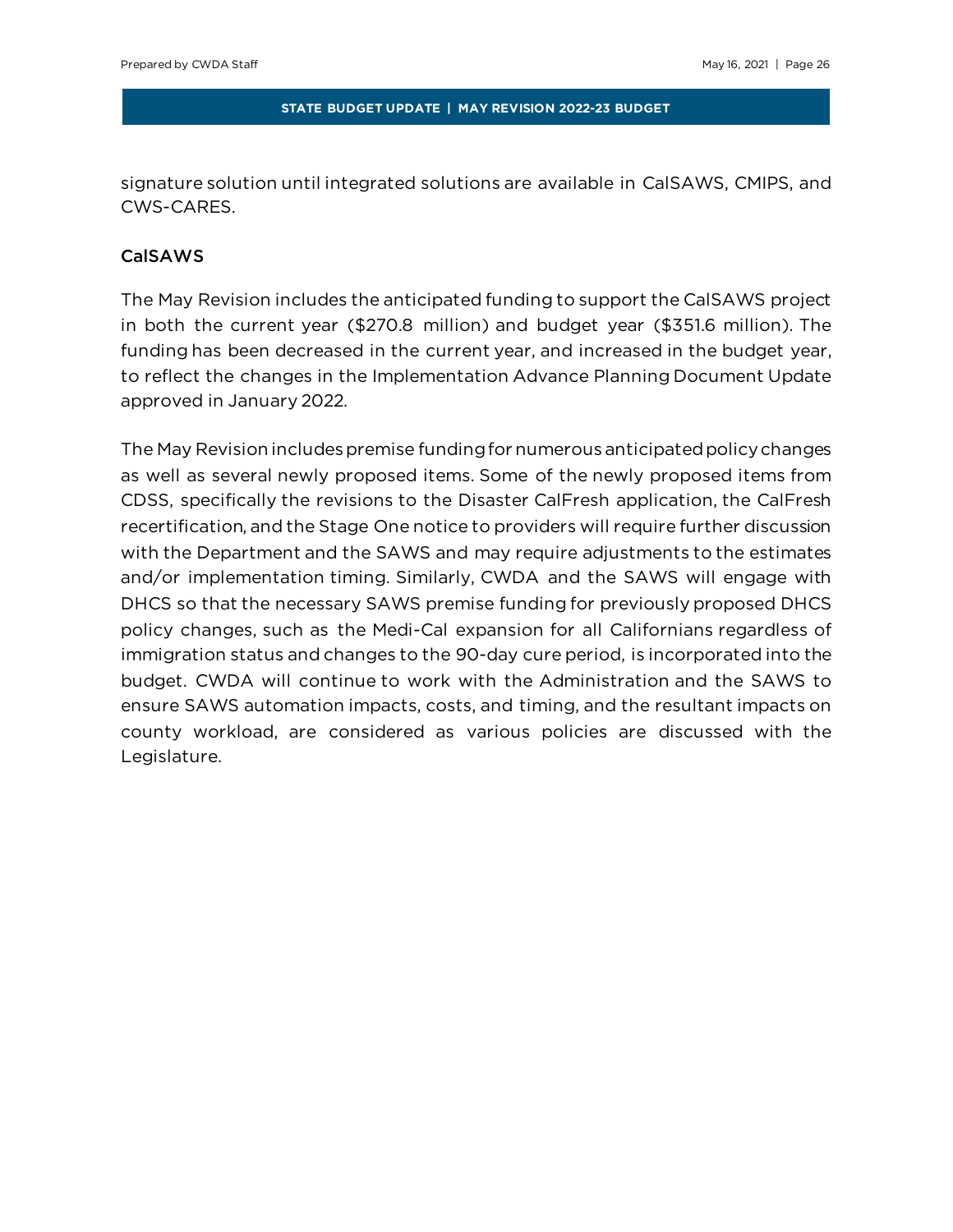signature solution until integrated solutions are available in CalSAWS, CMIPS, and CWS-CARES.

## CalSAWS

The May Revision includes the anticipated funding to support the CalSAWS project in both the current year ($270.8 million) and budget year ($351.6 million). The funding has been decreased in the current year, and increased in the budget year, to reflect the changes in the Implementation Advance Planning Document Update approved in January 2022.

The May Revision includes premise funding for numerous anticipated policy changes as well as several newly proposed items. Some of the newly proposed items from CDSS, specifically the revisions to the Disaster CalFresh application, the CalFresh recertification, and the Stage One notice to providers will require further discussion with the Department and the SAWS and may require adjustments to the estimates and/or implementation timing. Similarly, CWDA and the SAWS will engage with DHCS so that the necessary SAWS premise funding for previously proposed DHCS policy changes, such as the Medi-Cal expansion for all Californians regardless of immigration status and changes to the 90-day cure period, is incorporated into the budget. CWDA will continue to work with the Administration and the SAWS to ensure SAWS automation impacts, costs, and timing, and the resultant impacts on county workload, are considered as various policies are discussed with the Legislature.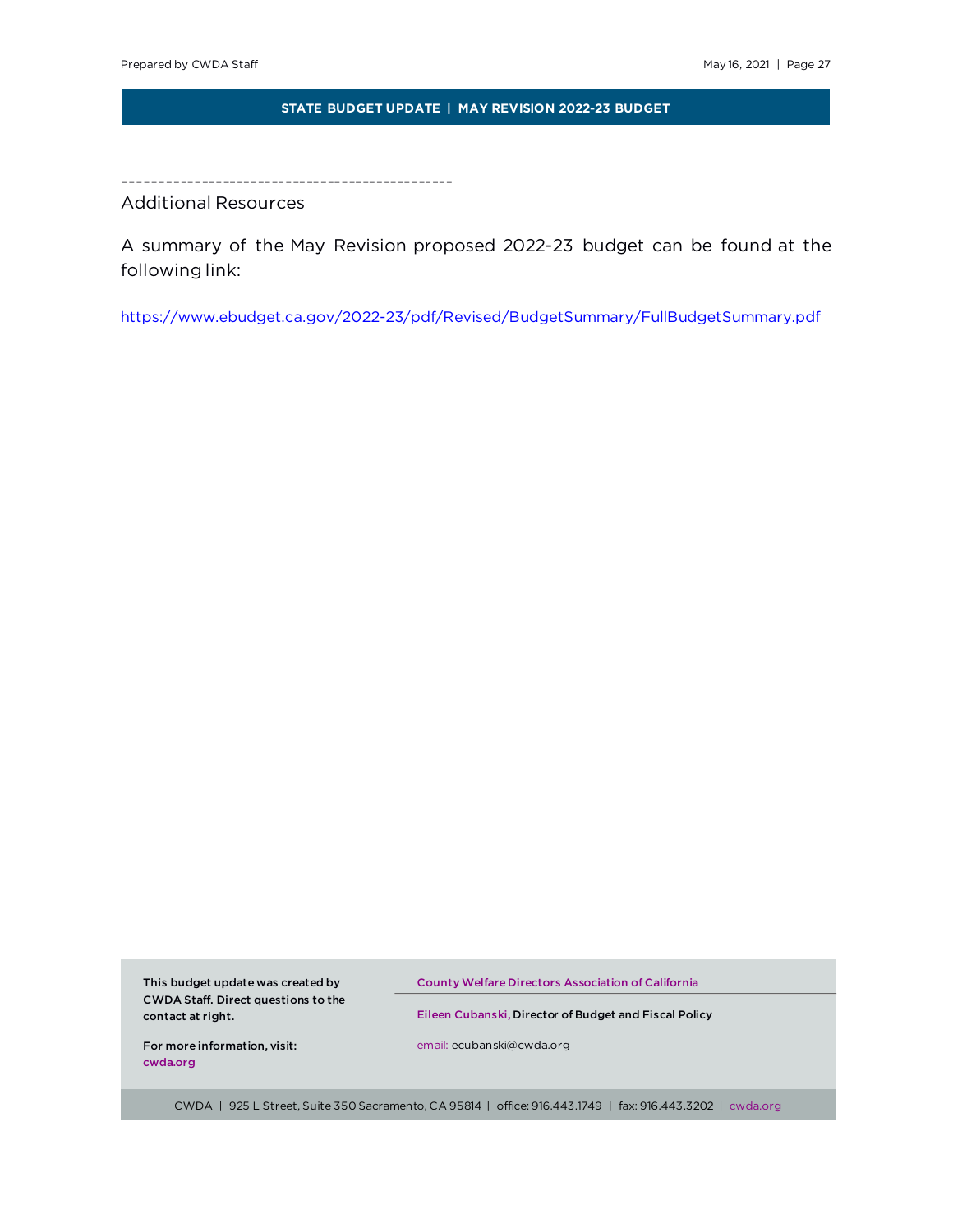-----------------------------------------------

## Additional Resources

A summary of the May Revision proposed 2022-23 budget can be found at the following link:

https://www.ebudget.ca.gov/2022-23/pdf/Revised/BudgetSummary/FullBudgetSummary.pdf

This budget update was created by CWDA Staff. Direct questions to the contact at right.

For more information, visit: cwda.org

**County Welfare Directors Association of California**

**Eileen Cubanski,** Director of Budget and Fiscal Policy

email: ecubanski@cwda.org

CWDA | 925 L Street, Suite 350 Sacramento, CA 95814 | office: 916.443.1749 | fax: 916.443.3202 | cwda.org